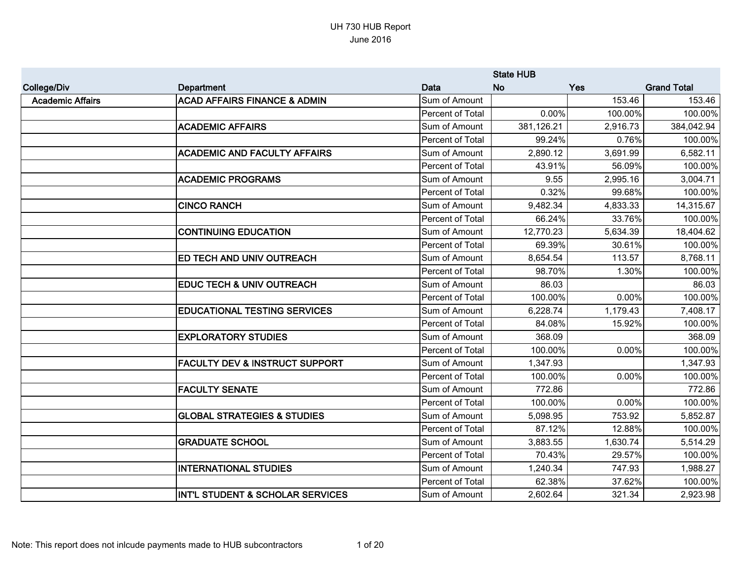UH 730 HUB Report
June 2016

| | | | State HUB | | |
|---|---|---|---|---|---|
| College/Div | Department | Data | No | Yes | Grand Total |
| Academic Affairs | ACAD AFFAIRS FINANCE & ADMIN | Sum of Amount | | 153.46 | 153.46 |
| | | Percent of Total | 0.00% | 100.00% | 100.00% |
| | ACADEMIC AFFAIRS | Sum of Amount | 381,126.21 | 2,916.73 | 384,042.94 |
| | | Percent of Total | 99.24% | 0.76% | 100.00% |
| | ACADEMIC AND FACULTY AFFAIRS | Sum of Amount | 2,890.12 | 3,691.99 | 6,582.11 |
| | | Percent of Total | 43.91% | 56.09% | 100.00% |
| | ACADEMIC PROGRAMS | Sum of Amount | 9.55 | 2,995.16 | 3,004.71 |
| | | Percent of Total | 0.32% | 99.68% | 100.00% |
| | CINCO RANCH | Sum of Amount | 9,482.34 | 4,833.33 | 14,315.67 |
| | | Percent of Total | 66.24% | 33.76% | 100.00% |
| | CONTINUING EDUCATION | Sum of Amount | 12,770.23 | 5,634.39 | 18,404.62 |
| | | Percent of Total | 69.39% | 30.61% | 100.00% |
| | ED TECH AND UNIV OUTREACH | Sum of Amount | 8,654.54 | 113.57 | 8,768.11 |
| | | Percent of Total | 98.70% | 1.30% | 100.00% |
| | EDUC TECH & UNIV OUTREACH | Sum of Amount | 86.03 | | 86.03 |
| | | Percent of Total | 100.00% | 0.00% | 100.00% |
| | EDUCATIONAL TESTING SERVICES | Sum of Amount | 6,228.74 | 1,179.43 | 7,408.17 |
| | | Percent of Total | 84.08% | 15.92% | 100.00% |
| | EXPLORATORY STUDIES | Sum of Amount | 368.09 | | 368.09 |
| | | Percent of Total | 100.00% | 0.00% | 100.00% |
| | FACULTY DEV & INSTRUCT SUPPORT | Sum of Amount | 1,347.93 | | 1,347.93 |
| | | Percent of Total | 100.00% | 0.00% | 100.00% |
| | FACULTY SENATE | Sum of Amount | 772.86 | | 772.86 |
| | | Percent of Total | 100.00% | 0.00% | 100.00% |
| | GLOBAL STRATEGIES & STUDIES | Sum of Amount | 5,098.95 | 753.92 | 5,852.87 |
| | | Percent of Total | 87.12% | 12.88% | 100.00% |
| | GRADUATE SCHOOL | Sum of Amount | 3,883.55 | 1,630.74 | 5,514.29 |
| | | Percent of Total | 70.43% | 29.57% | 100.00% |
| | INTERNATIONAL STUDIES | Sum of Amount | 1,240.34 | 747.93 | 1,988.27 |
| | | Percent of Total | 62.38% | 37.62% | 100.00% |
| | INT'L STUDENT & SCHOLAR SERVICES | Sum of Amount | 2,602.64 | 321.34 | 2,923.98 |

Note: This report does not inlcude payments made to HUB subcontractors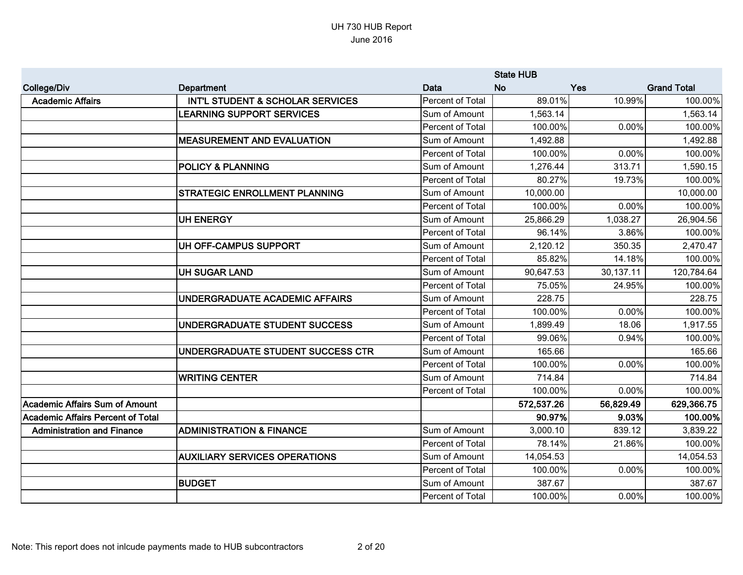UH 730 HUB Report
June 2016

| | | | State HUB | | |
|---|---|---|---|---|---|
| College/Div | Department | Data | No | Yes | Grand Total |
| Academic Affairs | INT'L STUDENT & SCHOLAR SERVICES | Percent of Total | 89.01% | 10.99% | 100.00% |
| | LEARNING SUPPORT SERVICES | Sum of Amount | 1,563.14 | | 1,563.14 |
| | | Percent of Total | 100.00% | 0.00% | 100.00% |
| | MEASUREMENT AND EVALUATION | Sum of Amount | 1,492.88 | | 1,492.88 |
| | | Percent of Total | 100.00% | 0.00% | 100.00% |
| | POLICY & PLANNING | Sum of Amount | 1,276.44 | 313.71 | 1,590.15 |
| | | Percent of Total | 80.27% | 19.73% | 100.00% |
| | STRATEGIC ENROLLMENT PLANNING | Sum of Amount | 10,000.00 | | 10,000.00 |
| | | Percent of Total | 100.00% | 0.00% | 100.00% |
| | UH ENERGY | Sum of Amount | 25,866.29 | 1,038.27 | 26,904.56 |
| | | Percent of Total | 96.14% | 3.86% | 100.00% |
| | UH OFF-CAMPUS SUPPORT | Sum of Amount | 2,120.12 | 350.35 | 2,470.47 |
| | | Percent of Total | 85.82% | 14.18% | 100.00% |
| | UH SUGAR LAND | Sum of Amount | 90,647.53 | 30,137.11 | 120,784.64 |
| | | Percent of Total | 75.05% | 24.95% | 100.00% |
| | UNDERGRADUATE ACADEMIC AFFAIRS | Sum of Amount | 228.75 | | 228.75 |
| | | Percent of Total | 100.00% | 0.00% | 100.00% |
| | UNDERGRADUATE STUDENT SUCCESS | Sum of Amount | 1,899.49 | 18.06 | 1,917.55 |
| | | Percent of Total | 99.06% | 0.94% | 100.00% |
| | UNDERGRADUATE STUDENT SUCCESS CTR | Sum of Amount | 165.66 | | 165.66 |
| | | Percent of Total | 100.00% | 0.00% | 100.00% |
| | WRITING CENTER | Sum of Amount | 714.84 | | 714.84 |
| | | Percent of Total | 100.00% | 0.00% | 100.00% |
| **Academic Affairs Sum of Amount** | | | **572,537.26** | **56,829.49** | **629,366.75** |
| **Academic Affairs Percent of Total** | | | **90.97%** | **9.03%** | **100.00%** |
| Administration and Finance | ADMINISTRATION & FINANCE | Sum of Amount | 3,000.10 | 839.12 | 3,839.22 |
| | | Percent of Total | 78.14% | 21.86% | 100.00% |
| | AUXILIARY SERVICES OPERATIONS | Sum of Amount | 14,054.53 | | 14,054.53 |
| | | Percent of Total | 100.00% | 0.00% | 100.00% |
| | BUDGET | Sum of Amount | 387.67 | | 387.67 |
| | | Percent of Total | 100.00% | 0.00% | 100.00% |

Note: This report does not inlcude payments made to HUB subcontractors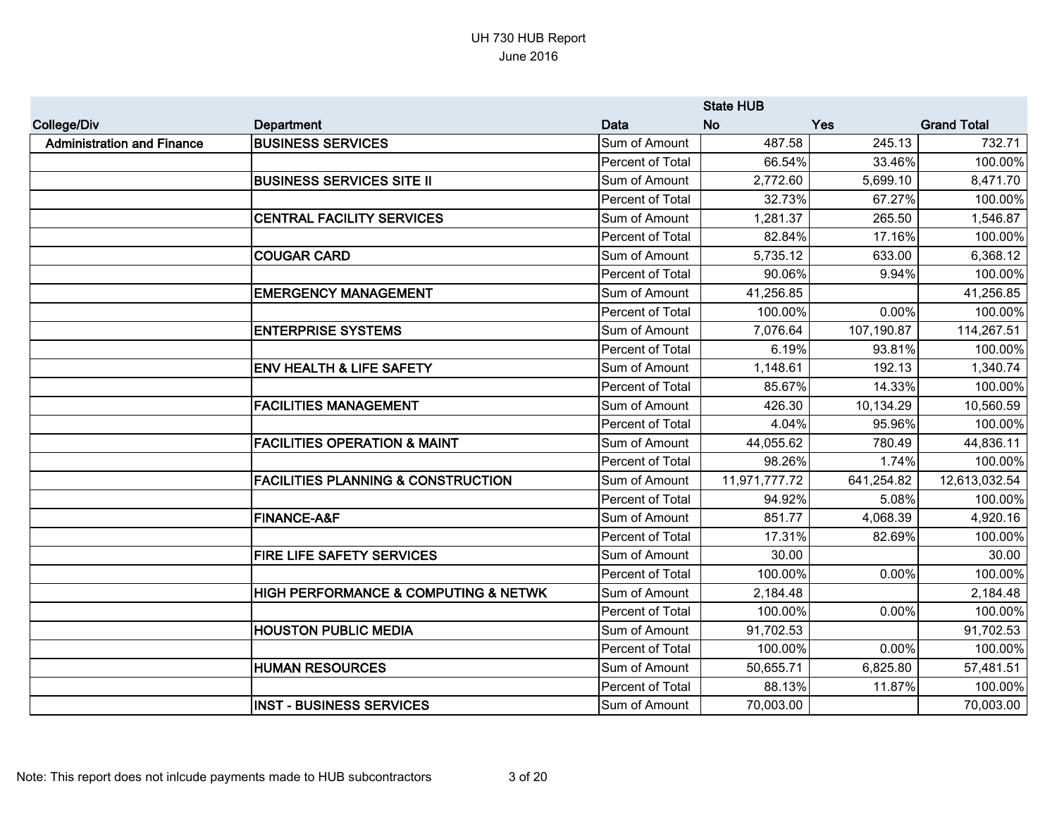# UH 730 HUB Report
June 2016

| College/Div | Department | Data | State HUB No | Yes | Grand Total |
|---|---|---|---|---|---|
| Administration and Finance | BUSINESS SERVICES | Sum of Amount | 487.58 | 245.13 | 732.71 |
| | | Percent of Total | 66.54% | 33.46% | 100.00% |
| | BUSINESS SERVICES SITE II | Sum of Amount | 2,772.60 | 5,699.10 | 8,471.70 |
| | | Percent of Total | 32.73% | 67.27% | 100.00% |
| | CENTRAL FACILITY SERVICES | Sum of Amount | 1,281.37 | 265.50 | 1,546.87 |
| | | Percent of Total | 82.84% | 17.16% | 100.00% |
| | COUGAR CARD | Sum of Amount | 5,735.12 | 633.00 | 6,368.12 |
| | | Percent of Total | 90.06% | 9.94% | 100.00% |
| | EMERGENCY MANAGEMENT | Sum of Amount | 41,256.85 | | 41,256.85 |
| | | Percent of Total | 100.00% | 0.00% | 100.00% |
| | ENTERPRISE SYSTEMS | Sum of Amount | 7,076.64 | 107,190.87 | 114,267.51 |
| | | Percent of Total | 6.19% | 93.81% | 100.00% |
| | ENV HEALTH & LIFE SAFETY | Sum of Amount | 1,148.61 | 192.13 | 1,340.74 |
| | | Percent of Total | 85.67% | 14.33% | 100.00% |
| | FACILITIES MANAGEMENT | Sum of Amount | 426.30 | 10,134.29 | 10,560.59 |
| | | Percent of Total | 4.04% | 95.96% | 100.00% |
| | FACILITIES OPERATION & MAINT | Sum of Amount | 44,055.62 | 780.49 | 44,836.11 |
| | | Percent of Total | 98.26% | 1.74% | 100.00% |
| | FACILITIES PLANNING & CONSTRUCTION | Sum of Amount | 11,971,777.72 | 641,254.82 | 12,613,032.54 |
| | | Percent of Total | 94.92% | 5.08% | 100.00% |
| | FINANCE-A&F | Sum of Amount | 851.77 | 4,068.39 | 4,920.16 |
| | | Percent of Total | 17.31% | 82.69% | 100.00% |
| | FIRE LIFE SAFETY SERVICES | Sum of Amount | 30.00 | | 30.00 |
| | | Percent of Total | 100.00% | 0.00% | 100.00% |
| | HIGH PERFORMANCE & COMPUTING & NETWK | Sum of Amount | 2,184.48 | | 2,184.48 |
| | | Percent of Total | 100.00% | 0.00% | 100.00% |
| | HOUSTON PUBLIC MEDIA | Sum of Amount | 91,702.53 | | 91,702.53 |
| | | Percent of Total | 100.00% | 0.00% | 100.00% |
| | HUMAN RESOURCES | Sum of Amount | 50,655.71 | 6,825.80 | 57,481.51 |
| | | Percent of Total | 88.13% | 11.87% | 100.00% |
| | INST - BUSINESS SERVICES | Sum of Amount | 70,003.00 | | 70,003.00 |

Note: This report does not inlcude payments made to HUB subcontractors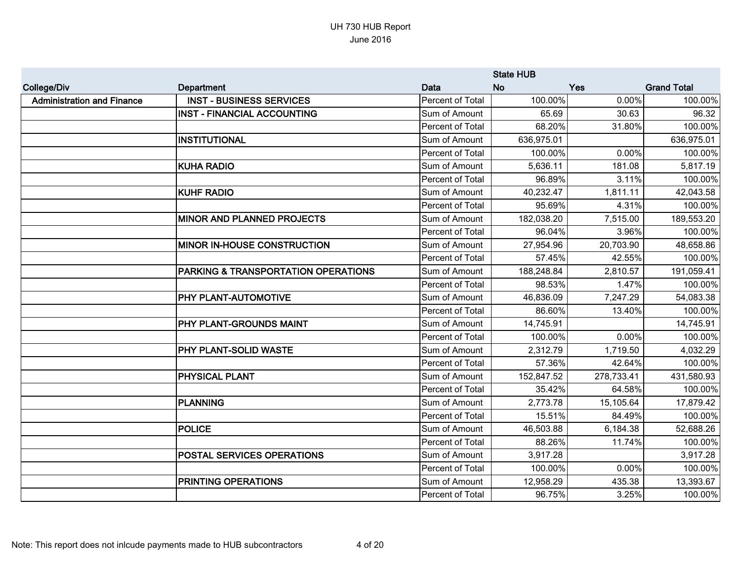# UH 730 HUB Report
June 2016

| College/Div | Department | Data | State HUB No | Yes | Grand Total |
|---|---|---|---|---|---|
| Administration and Finance | INST - BUSINESS SERVICES | Percent of Total | 100.00% | 0.00% | 100.00% |
| | INST - FINANCIAL ACCOUNTING | Sum of Amount | 65.69 | 30.63 | 96.32 |
| | | Percent of Total | 68.20% | 31.80% | 100.00% |
| | INSTITUTIONAL | Sum of Amount | 636,975.01 | | 636,975.01 |
| | | Percent of Total | 100.00% | 0.00% | 100.00% |
| | KUHA RADIO | Sum of Amount | 5,636.11 | 181.08 | 5,817.19 |
| | | Percent of Total | 96.89% | 3.11% | 100.00% |
| | KUHF RADIO | Sum of Amount | 40,232.47 | 1,811.11 | 42,043.58 |
| | | Percent of Total | 95.69% | 4.31% | 100.00% |
| | MINOR AND PLANNED PROJECTS | Sum of Amount | 182,038.20 | 7,515.00 | 189,553.20 |
| | | Percent of Total | 96.04% | 3.96% | 100.00% |
| | MINOR IN-HOUSE CONSTRUCTION | Sum of Amount | 27,954.96 | 20,703.90 | 48,658.86 |
| | | Percent of Total | 57.45% | 42.55% | 100.00% |
| | PARKING & TRANSPORTATION OPERATIONS | Sum of Amount | 188,248.84 | 2,810.57 | 191,059.41 |
| | | Percent of Total | 98.53% | 1.47% | 100.00% |
| | PHY PLANT-AUTOMOTIVE | Sum of Amount | 46,836.09 | 7,247.29 | 54,083.38 |
| | | Percent of Total | 86.60% | 13.40% | 100.00% |
| | PHY PLANT-GROUNDS MAINT | Sum of Amount | 14,745.91 | | 14,745.91 |
| | | Percent of Total | 100.00% | 0.00% | 100.00% |
| | PHY PLANT-SOLID WASTE | Sum of Amount | 2,312.79 | 1,719.50 | 4,032.29 |
| | | Percent of Total | 57.36% | 42.64% | 100.00% |
| | PHYSICAL PLANT | Sum of Amount | 152,847.52 | 278,733.41 | 431,580.93 |
| | | Percent of Total | 35.42% | 64.58% | 100.00% |
| | PLANNING | Sum of Amount | 2,773.78 | 15,105.64 | 17,879.42 |
| | | Percent of Total | 15.51% | 84.49% | 100.00% |
| | POLICE | Sum of Amount | 46,503.88 | 6,184.38 | 52,688.26 |
| | | Percent of Total | 88.26% | 11.74% | 100.00% |
| | POSTAL SERVICES OPERATIONS | Sum of Amount | 3,917.28 | | 3,917.28 |
| | | Percent of Total | 100.00% | 0.00% | 100.00% |
| | PRINTING OPERATIONS | Sum of Amount | 12,958.29 | 435.38 | 13,393.67 |
| | | Percent of Total | 96.75% | 3.25% | 100.00% |

Note: This report does not inlcude payments made to HUB subcontractors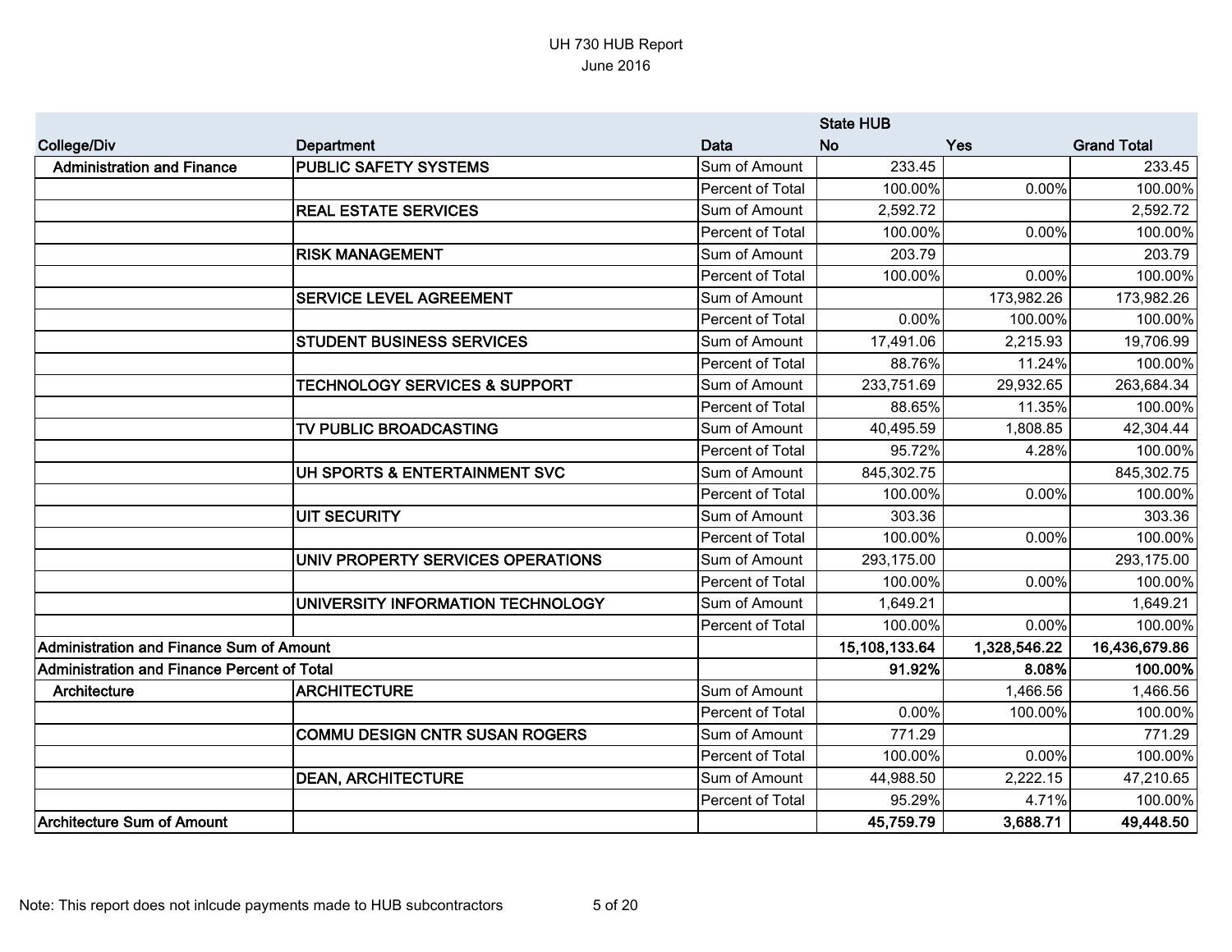UH 730 HUB Report
June 2016

| College/Div | Department | Data | State HUB No | Yes | Grand Total |
|---|---|---|---|---|---|
| **Administration and Finance** | **PUBLIC SAFETY SYSTEMS** | Sum of Amount | 233.45 | | 233.45 |
| | | Percent of Total | 100.00% | 0.00% | 100.00% |
| | **REAL ESTATE SERVICES** | Sum of Amount | 2,592.72 | | 2,592.72 |
| | | Percent of Total | 100.00% | 0.00% | 100.00% |
| | **RISK MANAGEMENT** | Sum of Amount | 203.79 | | 203.79 |
| | | Percent of Total | 100.00% | 0.00% | 100.00% |
| | **SERVICE LEVEL AGREEMENT** | Sum of Amount | | 173,982.26 | 173,982.26 |
| | | Percent of Total | 0.00% | 100.00% | 100.00% |
| | **STUDENT BUSINESS SERVICES** | Sum of Amount | 17,491.06 | 2,215.93 | 19,706.99 |
| | | Percent of Total | 88.76% | 11.24% | 100.00% |
| | **TECHNOLOGY SERVICES & SUPPORT** | Sum of Amount | 233,751.69 | 29,932.65 | 263,684.34 |
| | | Percent of Total | 88.65% | 11.35% | 100.00% |
| | **TV PUBLIC BROADCASTING** | Sum of Amount | 40,495.59 | 1,808.85 | 42,304.44 |
| | | Percent of Total | 95.72% | 4.28% | 100.00% |
| | **UH SPORTS & ENTERTAINMENT SVC** | Sum of Amount | 845,302.75 | | 845,302.75 |
| | | Percent of Total | 100.00% | 0.00% | 100.00% |
| | **UIT SECURITY** | Sum of Amount | 303.36 | | 303.36 |
| | | Percent of Total | 100.00% | 0.00% | 100.00% |
| | **UNIV PROPERTY SERVICES OPERATIONS** | Sum of Amount | 293,175.00 | | 293,175.00 |
| | | Percent of Total | 100.00% | 0.00% | 100.00% |
| | **UNIVERSITY INFORMATION TECHNOLOGY** | Sum of Amount | 1,649.21 | | 1,649.21 |
| | | Percent of Total | 100.00% | 0.00% | 100.00% |
| **Administration and Finance Sum of Amount** | | | **15,108,133.64** | **1,328,546.22** | **16,436,679.86** |
| **Administration and Finance Percent of Total** | | | **91.92%** | **8.08%** | **100.00%** |
| **Architecture** | **ARCHITECTURE** | Sum of Amount | | 1,466.56 | 1,466.56 |
| | | Percent of Total | 0.00% | 100.00% | 100.00% |
| | **COMMU DESIGN CNTR SUSAN ROGERS** | Sum of Amount | 771.29 | | 771.29 |
| | | Percent of Total | 100.00% | 0.00% | 100.00% |
| | **DEAN, ARCHITECTURE** | Sum of Amount | 44,988.50 | 2,222.15 | 47,210.65 |
| | | Percent of Total | 95.29% | 4.71% | 100.00% |
| **Architecture Sum of Amount** | | | **45,759.79** | **3,688.71** | **49,448.50** |

Note: This report does not inlcude payments made to HUB subcontractors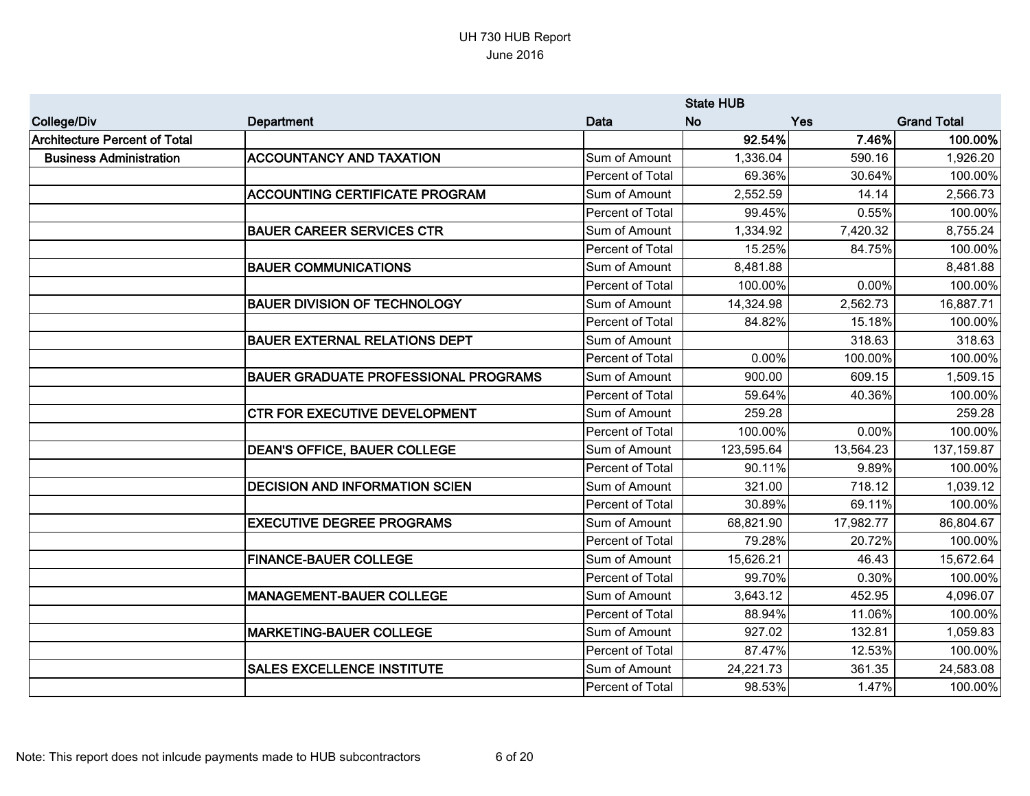UH 730 HUB Report
June 2016

| College/Div | Department | Data | State HUB No | Yes | Grand Total |
|---|---|---|---|---|---|
| **Architecture Percent of Total** | | | **92.54%** | **7.46%** | **100.00%** |
| **Business Administration** | **ACCOUNTANCY AND TAXATION** | Sum of Amount | 1,336.04 | 590.16 | 1,926.20 |
| | | Percent of Total | 69.36% | 30.64% | 100.00% |
| | **ACCOUNTING CERTIFICATE PROGRAM** | Sum of Amount | 2,552.59 | 14.14 | 2,566.73 |
| | | Percent of Total | 99.45% | 0.55% | 100.00% |
| | **BAUER CAREER SERVICES CTR** | Sum of Amount | 1,334.92 | 7,420.32 | 8,755.24 |
| | | Percent of Total | 15.25% | 84.75% | 100.00% |
| | **BAUER COMMUNICATIONS** | Sum of Amount | 8,481.88 | | 8,481.88 |
| | | Percent of Total | 100.00% | 0.00% | 100.00% |
| | **BAUER DIVISION OF TECHNOLOGY** | Sum of Amount | 14,324.98 | 2,562.73 | 16,887.71 |
| | | Percent of Total | 84.82% | 15.18% | 100.00% |
| | **BAUER EXTERNAL RELATIONS DEPT** | Sum of Amount | | 318.63 | 318.63 |
| | | Percent of Total | 0.00% | 100.00% | 100.00% |
| | **BAUER GRADUATE PROFESSIONAL PROGRAMS** | Sum of Amount | 900.00 | 609.15 | 1,509.15 |
| | | Percent of Total | 59.64% | 40.36% | 100.00% |
| | **CTR FOR EXECUTIVE DEVELOPMENT** | Sum of Amount | 259.28 | | 259.28 |
| | | Percent of Total | 100.00% | 0.00% | 100.00% |
| | **DEAN'S OFFICE, BAUER COLLEGE** | Sum of Amount | 123,595.64 | 13,564.23 | 137,159.87 |
| | | Percent of Total | 90.11% | 9.89% | 100.00% |
| | **DECISION AND INFORMATION SCIEN** | Sum of Amount | 321.00 | 718.12 | 1,039.12 |
| | | Percent of Total | 30.89% | 69.11% | 100.00% |
| | **EXECUTIVE DEGREE PROGRAMS** | Sum of Amount | 68,821.90 | 17,982.77 | 86,804.67 |
| | | Percent of Total | 79.28% | 20.72% | 100.00% |
| | **FINANCE-BAUER COLLEGE** | Sum of Amount | 15,626.21 | 46.43 | 15,672.64 |
| | | Percent of Total | 99.70% | 0.30% | 100.00% |
| | **MANAGEMENT-BAUER COLLEGE** | Sum of Amount | 3,643.12 | 452.95 | 4,096.07 |
| | | Percent of Total | 88.94% | 11.06% | 100.00% |
| | **MARKETING-BAUER COLLEGE** | Sum of Amount | 927.02 | 132.81 | 1,059.83 |
| | | Percent of Total | 87.47% | 12.53% | 100.00% |
| | **SALES EXCELLENCE INSTITUTE** | Sum of Amount | 24,221.73 | 361.35 | 24,583.08 |
| | | Percent of Total | 98.53% | 1.47% | 100.00% |

Note: This report does not inlcude payments made to HUB subcontractors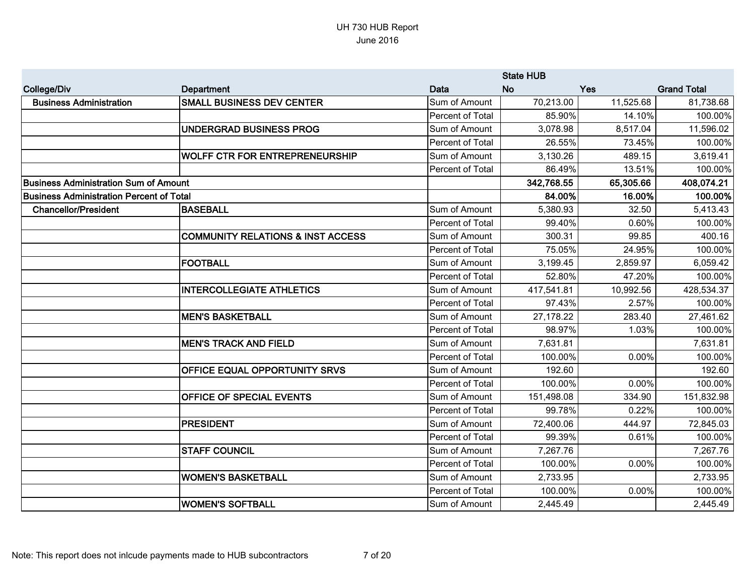# UH 730 HUB Report
## June 2016

| College/Div | Department | Data | State HUB No | Yes | Grand Total |
|---|---|---|---|---|---|
| **Business Administration** | **SMALL BUSINESS DEV CENTER** | Sum of Amount | 70,213.00 | 11,525.68 | 81,738.68 |
| | | Percent of Total | 85.90% | 14.10% | 100.00% |
| | **UNDERGRAD BUSINESS PROG** | Sum of Amount | 3,078.98 | 8,517.04 | 11,596.02 |
| | | Percent of Total | 26.55% | 73.45% | 100.00% |
| | **WOLFF CTR FOR ENTREPRENEURSHIP** | Sum of Amount | 3,130.26 | 489.15 | 3,619.41 |
| | | Percent of Total | 86.49% | 13.51% | 100.00% |
| **Business Administration Sum of Amount** | | | **342,768.55** | **65,305.66** | **408,074.21** |
| **Business Administration Percent of Total** | | | **84.00%** | **16.00%** | **100.00%** |
| **Chancellor/President** | **BASEBALL** | Sum of Amount | 5,380.93 | 32.50 | 5,413.43 |
| | | Percent of Total | 99.40% | 0.60% | 100.00% |
| | **COMMUNITY RELATIONS & INST ACCESS** | Sum of Amount | 300.31 | 99.85 | 400.16 |
| | | Percent of Total | 75.05% | 24.95% | 100.00% |
| | **FOOTBALL** | Sum of Amount | 3,199.45 | 2,859.97 | 6,059.42 |
| | | Percent of Total | 52.80% | 47.20% | 100.00% |
| | **INTERCOLLEGIATE ATHLETICS** | Sum of Amount | 417,541.81 | 10,992.56 | 428,534.37 |
| | | Percent of Total | 97.43% | 2.57% | 100.00% |
| | **MEN'S BASKETBALL** | Sum of Amount | 27,178.22 | 283.40 | 27,461.62 |
| | | Percent of Total | 98.97% | 1.03% | 100.00% |
| | **MEN'S TRACK AND FIELD** | Sum of Amount | 7,631.81 | | 7,631.81 |
| | | Percent of Total | 100.00% | 0.00% | 100.00% |
| | **OFFICE EQUAL OPPORTUNITY SRVS** | Sum of Amount | 192.60 | | 192.60 |
| | | Percent of Total | 100.00% | 0.00% | 100.00% |
| | **OFFICE OF SPECIAL EVENTS** | Sum of Amount | 151,498.08 | 334.90 | 151,832.98 |
| | | Percent of Total | 99.78% | 0.22% | 100.00% |
| | **PRESIDENT** | Sum of Amount | 72,400.06 | 444.97 | 72,845.03 |
| | | Percent of Total | 99.39% | 0.61% | 100.00% |
| | **STAFF COUNCIL** | Sum of Amount | 7,267.76 | | 7,267.76 |
| | | Percent of Total | 100.00% | 0.00% | 100.00% |
| | **WOMEN'S BASKETBALL** | Sum of Amount | 2,733.95 | | 2,733.95 |
| | | Percent of Total | 100.00% | 0.00% | 100.00% |
| | **WOMEN'S SOFTBALL** | Sum of Amount | 2,445.49 | | 2,445.49 |

Note: This report does not inlcude payments made to HUB subcontractors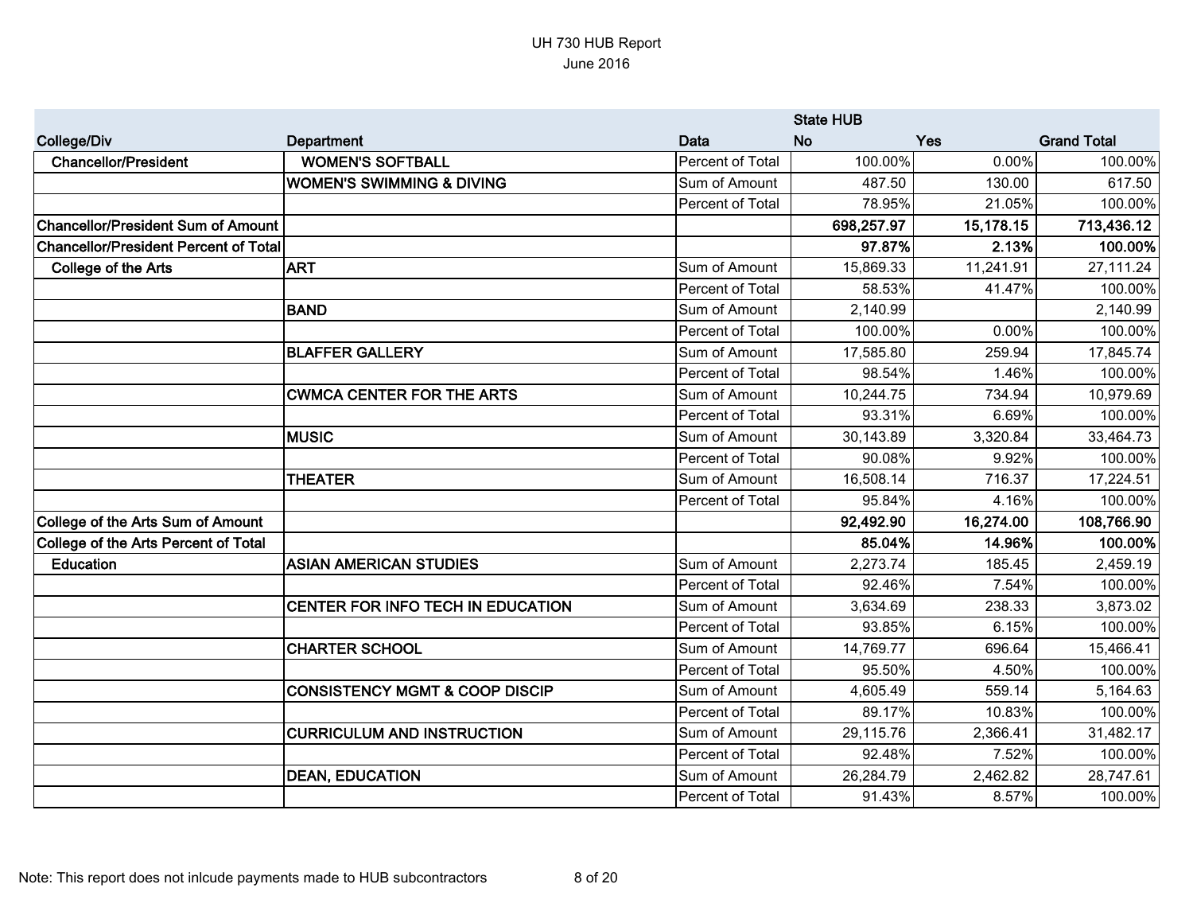| | | | State HUB | | |
|---|---|---|---|---|---|
| **College/Div** | **Department** | **Data** | **No** | **Yes** | **Grand Total** |
| **Chancellor/President** | **WOMEN'S SOFTBALL** | Percent of Total | 100.00% | 0.00% | 100.00% |
| | **WOMEN'S SWIMMING & DIVING** | Sum of Amount | 487.50 | 130.00 | 617.50 |
| | | Percent of Total | 78.95% | 21.05% | 100.00% |
| **Chancellor/President Sum of Amount** | | | **698,257.97** | **15,178.15** | **713,436.12** |
| **Chancellor/President Percent of Total** | | | **97.87%** | **2.13%** | **100.00%** |
| **College of the Arts** | **ART** | Sum of Amount | 15,869.33 | 11,241.91 | 27,111.24 |
| | | Percent of Total | 58.53% | 41.47% | 100.00% |
| | **BAND** | Sum of Amount | 2,140.99 | | 2,140.99 |
| | | Percent of Total | 100.00% | 0.00% | 100.00% |
| | **BLAFFER GALLERY** | Sum of Amount | 17,585.80 | 259.94 | 17,845.74 |
| | | Percent of Total | 98.54% | 1.46% | 100.00% |
| | **CWMCA CENTER FOR THE ARTS** | Sum of Amount | 10,244.75 | 734.94 | 10,979.69 |
| | | Percent of Total | 93.31% | 6.69% | 100.00% |
| | **MUSIC** | Sum of Amount | 30,143.89 | 3,320.84 | 33,464.73 |
| | | Percent of Total | 90.08% | 9.92% | 100.00% |
| | **THEATER** | Sum of Amount | 16,508.14 | 716.37 | 17,224.51 |
| | | Percent of Total | 95.84% | 4.16% | 100.00% |
| **College of the Arts Sum of Amount** | | | **92,492.90** | **16,274.00** | **108,766.90** |
| **College of the Arts Percent of Total** | | | **85.04%** | **14.96%** | **100.00%** |
| **Education** | **ASIAN AMERICAN STUDIES** | Sum of Amount | 2,273.74 | 185.45 | 2,459.19 |
| | | Percent of Total | 92.46% | 7.54% | 100.00% |
| | **CENTER FOR INFO TECH IN EDUCATION** | Sum of Amount | 3,634.69 | 238.33 | 3,873.02 |
| | | Percent of Total | 93.85% | 6.15% | 100.00% |
| | **CHARTER SCHOOL** | Sum of Amount | 14,769.77 | 696.64 | 15,466.41 |
| | | Percent of Total | 95.50% | 4.50% | 100.00% |
| | **CONSISTENCY MGMT & COOP DISCIP** | Sum of Amount | 4,605.49 | 559.14 | 5,164.63 |
| | | Percent of Total | 89.17% | 10.83% | 100.00% |
| | **CURRICULUM AND INSTRUCTION** | Sum of Amount | 29,115.76 | 2,366.41 | 31,482.17 |
| | | Percent of Total | 92.48% | 7.52% | 100.00% |
| | **DEAN, EDUCATION** | Sum of Amount | 26,284.79 | 2,462.82 | 28,747.61 |
| | | Percent of Total | 91.43% | 8.57% | 100.00% |

Note: This report does not inlcude payments made to HUB subcontractors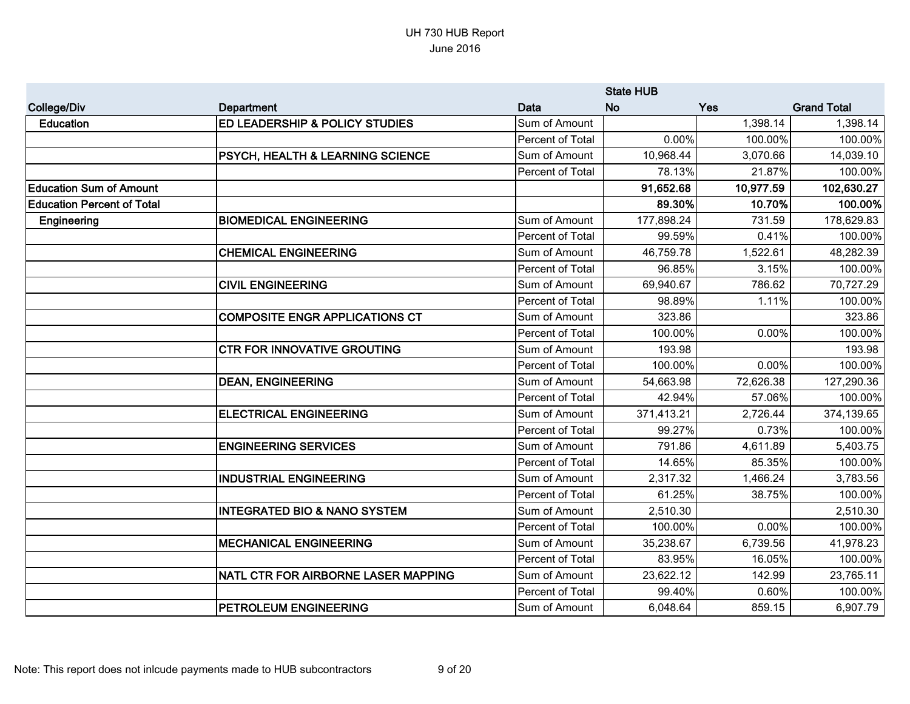# UH 730 HUB Report

## June 2016

| College/Div | Department | Data | State HUB No | Yes | Grand Total |
|---|---|---|---|---|---|
| Education | ED LEADERSHIP & POLICY STUDIES | Sum of Amount | | 1,398.14 | 1,398.14 |
| | | Percent of Total | 0.00% | 100.00% | 100.00% |
| | PSYCH, HEALTH & LEARNING SCIENCE | Sum of Amount | 10,968.44 | 3,070.66 | 14,039.10 |
| | | Percent of Total | 78.13% | 21.87% | 100.00% |
| **Education Sum of Amount** | | | **91,652.68** | **10,977.59** | **102,630.27** |
| **Education Percent of Total** | | | **89.30%** | **10.70%** | **100.00%** |
| Engineering | BIOMEDICAL ENGINEERING | Sum of Amount | 177,898.24 | 731.59 | 178,629.83 |
| | | Percent of Total | 99.59% | 0.41% | 100.00% |
| | CHEMICAL ENGINEERING | Sum of Amount | 46,759.78 | 1,522.61 | 48,282.39 |
| | | Percent of Total | 96.85% | 3.15% | 100.00% |
| | CIVIL ENGINEERING | Sum of Amount | 69,940.67 | 786.62 | 70,727.29 |
| | | Percent of Total | 98.89% | 1.11% | 100.00% |
| | COMPOSITE ENGR APPLICATIONS CT | Sum of Amount | 323.86 | | 323.86 |
| | | Percent of Total | 100.00% | 0.00% | 100.00% |
| | CTR FOR INNOVATIVE GROUTING | Sum of Amount | 193.98 | | 193.98 |
| | | Percent of Total | 100.00% | 0.00% | 100.00% |
| | DEAN, ENGINEERING | Sum of Amount | 54,663.98 | 72,626.38 | 127,290.36 |
| | | Percent of Total | 42.94% | 57.06% | 100.00% |
| | ELECTRICAL ENGINEERING | Sum of Amount | 371,413.21 | 2,726.44 | 374,139.65 |
| | | Percent of Total | 99.27% | 0.73% | 100.00% |
| | ENGINEERING SERVICES | Sum of Amount | 791.86 | 4,611.89 | 5,403.75 |
| | | Percent of Total | 14.65% | 85.35% | 100.00% |
| | INDUSTRIAL ENGINEERING | Sum of Amount | 2,317.32 | 1,466.24 | 3,783.56 |
| | | Percent of Total | 61.25% | 38.75% | 100.00% |
| | INTEGRATED BIO & NANO SYSTEM | Sum of Amount | 2,510.30 | | 2,510.30 |
| | | Percent of Total | 100.00% | 0.00% | 100.00% |
| | MECHANICAL ENGINEERING | Sum of Amount | 35,238.67 | 6,739.56 | 41,978.23 |
| | | Percent of Total | 83.95% | 16.05% | 100.00% |
| | NATL CTR FOR AIRBORNE LASER MAPPING | Sum of Amount | 23,622.12 | 142.99 | 23,765.11 |
| | | Percent of Total | 99.40% | 0.60% | 100.00% |
| | PETROLEUM ENGINEERING | Sum of Amount | 6,048.64 | 859.15 | 6,907.79 |

Note: This report does not inlcude payments made to HUB subcontractors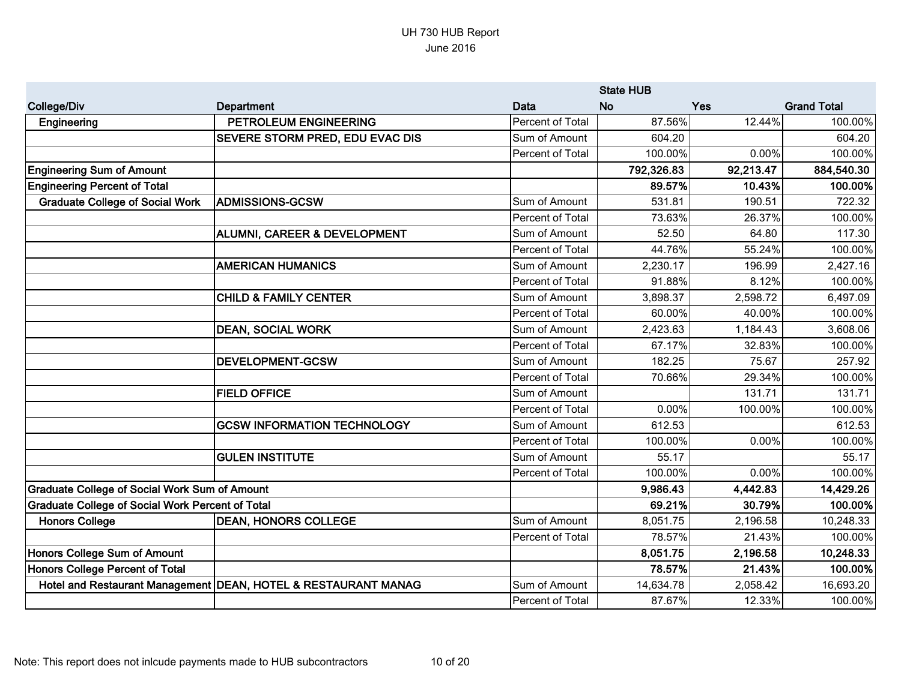UH 730 HUB Report
June 2016

| College/Div | Department | Data | State HUB No | Yes | Grand Total |
|---|---|---|---|---|---|
| Engineering | PETROLEUM ENGINEERING | Percent of Total | 87.56% | 12.44% | 100.00% |
| | SEVERE STORM PRED, EDU EVAC DIS | Sum of Amount | 604.20 | | 604.20 |
| | | Percent of Total | 100.00% | 0.00% | 100.00% |
| **Engineering Sum of Amount** | | | **792,326.83** | **92,213.47** | **884,540.30** |
| **Engineering Percent of Total** | | | **89.57%** | **10.43%** | **100.00%** |
| Graduate College of Social Work | ADMISSIONS-GCSW | Sum of Amount | 531.81 | 190.51 | 722.32 |
| | | Percent of Total | 73.63% | 26.37% | 100.00% |
| | ALUMNI, CAREER & DEVELOPMENT | Sum of Amount | 52.50 | 64.80 | 117.30 |
| | | Percent of Total | 44.76% | 55.24% | 100.00% |
| | AMERICAN HUMANICS | Sum of Amount | 2,230.17 | 196.99 | 2,427.16 |
| | | Percent of Total | 91.88% | 8.12% | 100.00% |
| | CHILD & FAMILY CENTER | Sum of Amount | 3,898.37 | 2,598.72 | 6,497.09 |
| | | Percent of Total | 60.00% | 40.00% | 100.00% |
| | DEAN, SOCIAL WORK | Sum of Amount | 2,423.63 | 1,184.43 | 3,608.06 |
| | | Percent of Total | 67.17% | 32.83% | 100.00% |
| | DEVELOPMENT-GCSW | Sum of Amount | 182.25 | 75.67 | 257.92 |
| | | Percent of Total | 70.66% | 29.34% | 100.00% |
| | FIELD OFFICE | Sum of Amount | | 131.71 | 131.71 |
| | | Percent of Total | 0.00% | 100.00% | 100.00% |
| | GCSW INFORMATION TECHNOLOGY | Sum of Amount | 612.53 | | 612.53 |
| | | Percent of Total | 100.00% | 0.00% | 100.00% |
| | GULEN INSTITUTE | Sum of Amount | 55.17 | | 55.17 |
| | | Percent of Total | 100.00% | 0.00% | 100.00% |
| **Graduate College of Social Work Sum of Amount** | | | **9,986.43** | **4,442.83** | **14,429.26** |
| **Graduate College of Social Work Percent of Total** | | | **69.21%** | **30.79%** | **100.00%** |
| Honors College | DEAN, HONORS COLLEGE | Sum of Amount | 8,051.75 | 2,196.58 | 10,248.33 |
| | | Percent of Total | 78.57% | 21.43% | 100.00% |
| **Honors College Sum of Amount** | | | **8,051.75** | **2,196.58** | **10,248.33** |
| **Honors College Percent of Total** | | | **78.57%** | **21.43%** | **100.00%** |
| Hotel and Restaurant Management | DEAN, HOTEL & RESTAURANT MANAG | Sum of Amount | 14,634.78 | 2,058.42 | 16,693.20 |
| | | Percent of Total | 87.67% | 12.33% | 100.00% |

Note: This report does not inlcude payments made to HUB subcontractors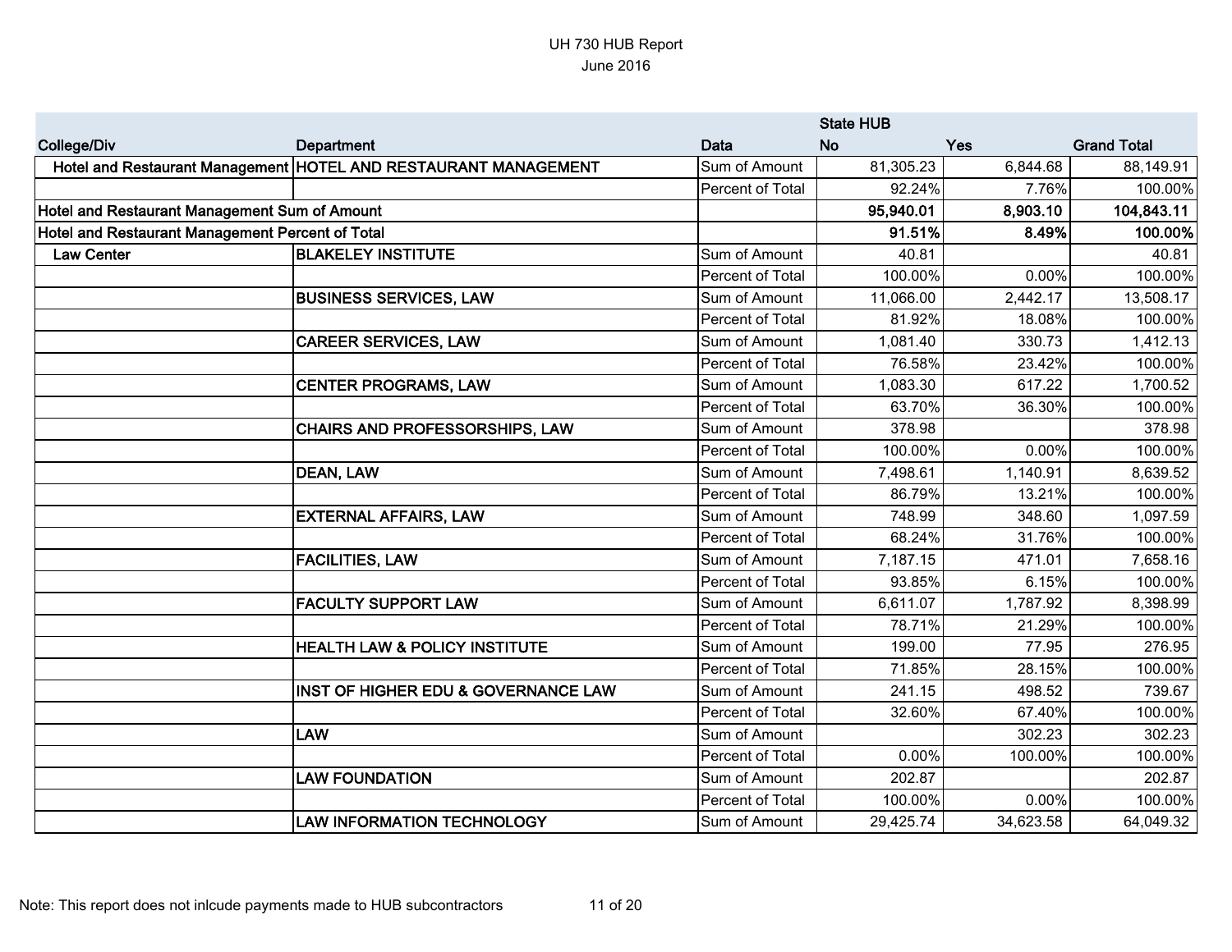UH 730 HUB Report
June 2016

| | | | State HUB | | |
|---|---|---|---|---|---|
| **College/Div** | **Department** | **Data** | **No** | **Yes** | **Grand Total** |
| **Hotel and Restaurant Management** | **HOTEL AND RESTAURANT MANAGEMENT** | Sum of Amount | 81,305.23 | 6,844.68 | 88,149.91 |
| | | Percent of Total | 92.24% | 7.76% | 100.00% |
| **Hotel and Restaurant Management Sum of Amount** | | | **95,940.01** | **8,903.10** | **104,843.11** |
| **Hotel and Restaurant Management Percent of Total** | | | **91.51%** | **8.49%** | **100.00%** |
| **Law Center** | **BLAKELEY INSTITUTE** | Sum of Amount | 40.81 | | 40.81 |
| | | Percent of Total | 100.00% | 0.00% | 100.00% |
| | **BUSINESS SERVICES, LAW** | Sum of Amount | 11,066.00 | 2,442.17 | 13,508.17 |
| | | Percent of Total | 81.92% | 18.08% | 100.00% |
| | **CAREER SERVICES, LAW** | Sum of Amount | 1,081.40 | 330.73 | 1,412.13 |
| | | Percent of Total | 76.58% | 23.42% | 100.00% |
| | **CENTER PROGRAMS, LAW** | Sum of Amount | 1,083.30 | 617.22 | 1,700.52 |
| | | Percent of Total | 63.70% | 36.30% | 100.00% |
| | **CHAIRS AND PROFESSORSHIPS, LAW** | Sum of Amount | 378.98 | | 378.98 |
| | | Percent of Total | 100.00% | 0.00% | 100.00% |
| | **DEAN, LAW** | Sum of Amount | 7,498.61 | 1,140.91 | 8,639.52 |
| | | Percent of Total | 86.79% | 13.21% | 100.00% |
| | **EXTERNAL AFFAIRS, LAW** | Sum of Amount | 748.99 | 348.60 | 1,097.59 |
| | | Percent of Total | 68.24% | 31.76% | 100.00% |
| | **FACILITIES, LAW** | Sum of Amount | 7,187.15 | 471.01 | 7,658.16 |
| | | Percent of Total | 93.85% | 6.15% | 100.00% |
| | **FACULTY SUPPORT LAW** | Sum of Amount | 6,611.07 | 1,787.92 | 8,398.99 |
| | | Percent of Total | 78.71% | 21.29% | 100.00% |
| | **HEALTH LAW & POLICY INSTITUTE** | Sum of Amount | 199.00 | 77.95 | 276.95 |
| | | Percent of Total | 71.85% | 28.15% | 100.00% |
| | **INST OF HIGHER EDU & GOVERNANCE LAW** | Sum of Amount | 241.15 | 498.52 | 739.67 |
| | | Percent of Total | 32.60% | 67.40% | 100.00% |
| | **LAW** | Sum of Amount | | 302.23 | 302.23 |
| | | Percent of Total | 0.00% | 100.00% | 100.00% |
| | **LAW FOUNDATION** | Sum of Amount | 202.87 | | 202.87 |
| | | Percent of Total | 100.00% | 0.00% | 100.00% |
| | **LAW INFORMATION TECHNOLOGY** | Sum of Amount | 29,425.74 | 34,623.58 | 64,049.32 |

Note: This report does not inlcude payments made to HUB subcontractors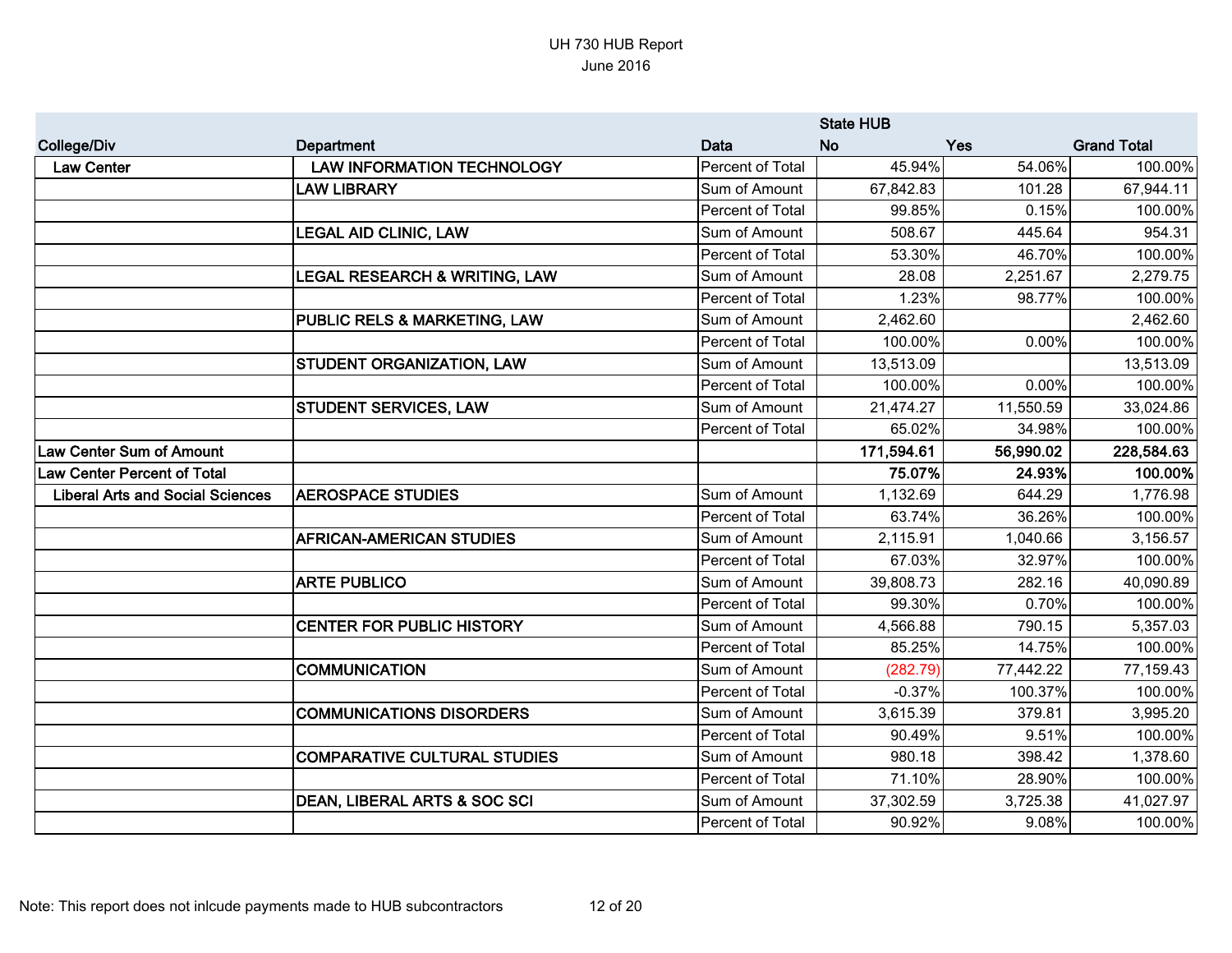# UH 730 HUB Report

June 2016

| College/Div | Department | Data | State HUB No | Yes | Grand Total |
|---|---|---|---|---|---|
| Law Center | LAW INFORMATION TECHNOLOGY | Percent of Total | 45.94% | 54.06% | 100.00% |
| | LAW LIBRARY | Sum of Amount | 67,842.83 | 101.28 | 67,944.11 |
| | | Percent of Total | 99.85% | 0.15% | 100.00% |
| | LEGAL AID CLINIC, LAW | Sum of Amount | 508.67 | 445.64 | 954.31 |
| | | Percent of Total | 53.30% | 46.70% | 100.00% |
| | LEGAL RESEARCH & WRITING, LAW | Sum of Amount | 28.08 | 2,251.67 | 2,279.75 |
| | | Percent of Total | 1.23% | 98.77% | 100.00% |
| | PUBLIC RELS & MARKETING, LAW | Sum of Amount | 2,462.60 | | 2,462.60 |
| | | Percent of Total | 100.00% | 0.00% | 100.00% |
| | STUDENT ORGANIZATION, LAW | Sum of Amount | 13,513.09 | | 13,513.09 |
| | | Percent of Total | 100.00% | 0.00% | 100.00% |
| | STUDENT SERVICES, LAW | Sum of Amount | 21,474.27 | 11,550.59 | 33,024.86 |
| | | Percent of Total | 65.02% | 34.98% | 100.00% |
| **Law Center Sum of Amount** | | | **171,594.61** | **56,990.02** | **228,584.63** |
| **Law Center Percent of Total** | | | **75.07%** | **24.93%** | **100.00%** |
| Liberal Arts and Social Sciences | AEROSPACE STUDIES | Sum of Amount | 1,132.69 | 644.29 | 1,776.98 |
| | | Percent of Total | 63.74% | 36.26% | 100.00% |
| | AFRICAN-AMERICAN STUDIES | Sum of Amount | 2,115.91 | 1,040.66 | 3,156.57 |
| | | Percent of Total | 67.03% | 32.97% | 100.00% |
| | ARTE PUBLICO | Sum of Amount | 39,808.73 | 282.16 | 40,090.89 |
| | | Percent of Total | 99.30% | 0.70% | 100.00% |
| | CENTER FOR PUBLIC HISTORY | Sum of Amount | 4,566.88 | 790.15 | 5,357.03 |
| | | Percent of Total | 85.25% | 14.75% | 100.00% |
| | COMMUNICATION | Sum of Amount | (282.79) | 77,442.22 | 77,159.43 |
| | | Percent of Total | -0.37% | 100.37% | 100.00% |
| | COMMUNICATIONS DISORDERS | Sum of Amount | 3,615.39 | 379.81 | 3,995.20 |
| | | Percent of Total | 90.49% | 9.51% | 100.00% |
| | COMPARATIVE CULTURAL STUDIES | Sum of Amount | 980.18 | 398.42 | 1,378.60 |
| | | Percent of Total | 71.10% | 28.90% | 100.00% |
| | DEAN, LIBERAL ARTS & SOC SCI | Sum of Amount | 37,302.59 | 3,725.38 | 41,027.97 |
| | | Percent of Total | 90.92% | 9.08% | 100.00% |

Note: This report does not inlcude payments made to HUB subcontractors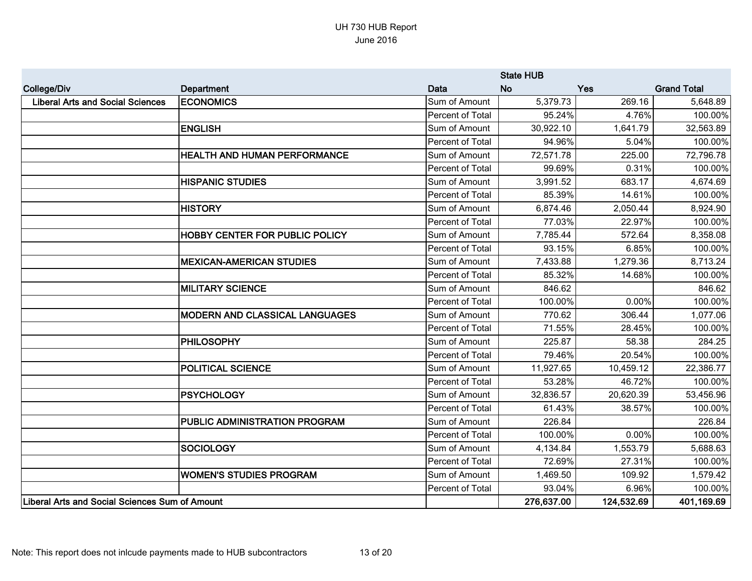UH 730 HUB Report
June 2016

| | | | State HUB | | |
|---|---|---|---|---|---|
| College/Div | Department | Data | No | Yes | Grand Total |
| Liberal Arts and Social Sciences | ECONOMICS | Sum of Amount | 5,379.73 | 269.16 | 5,648.89 |
| | | Percent of Total | 95.24% | 4.76% | 100.00% |
| | ENGLISH | Sum of Amount | 30,922.10 | 1,641.79 | 32,563.89 |
| | | Percent of Total | 94.96% | 5.04% | 100.00% |
| | HEALTH AND HUMAN PERFORMANCE | Sum of Amount | 72,571.78 | 225.00 | 72,796.78 |
| | | Percent of Total | 99.69% | 0.31% | 100.00% |
| | HISPANIC STUDIES | Sum of Amount | 3,991.52 | 683.17 | 4,674.69 |
| | | Percent of Total | 85.39% | 14.61% | 100.00% |
| | HISTORY | Sum of Amount | 6,874.46 | 2,050.44 | 8,924.90 |
| | | Percent of Total | 77.03% | 22.97% | 100.00% |
| | HOBBY CENTER FOR PUBLIC POLICY | Sum of Amount | 7,785.44 | 572.64 | 8,358.08 |
| | | Percent of Total | 93.15% | 6.85% | 100.00% |
| | MEXICAN-AMERICAN STUDIES | Sum of Amount | 7,433.88 | 1,279.36 | 8,713.24 |
| | | Percent of Total | 85.32% | 14.68% | 100.00% |
| | MILITARY SCIENCE | Sum of Amount | 846.62 | | 846.62 |
| | | Percent of Total | 100.00% | 0.00% | 100.00% |
| | MODERN AND CLASSICAL LANGUAGES | Sum of Amount | 770.62 | 306.44 | 1,077.06 |
| | | Percent of Total | 71.55% | 28.45% | 100.00% |
| | PHILOSOPHY | Sum of Amount | 225.87 | 58.38 | 284.25 |
| | | Percent of Total | 79.46% | 20.54% | 100.00% |
| | POLITICAL SCIENCE | Sum of Amount | 11,927.65 | 10,459.12 | 22,386.77 |
| | | Percent of Total | 53.28% | 46.72% | 100.00% |
| | PSYCHOLOGY | Sum of Amount | 32,836.57 | 20,620.39 | 53,456.96 |
| | | Percent of Total | 61.43% | 38.57% | 100.00% |
| | PUBLIC ADMINISTRATION PROGRAM | Sum of Amount | 226.84 | | 226.84 |
| | | Percent of Total | 100.00% | 0.00% | 100.00% |
| | SOCIOLOGY | Sum of Amount | 4,134.84 | 1,553.79 | 5,688.63 |
| | | Percent of Total | 72.69% | 27.31% | 100.00% |
| | WOMEN'S STUDIES PROGRAM | Sum of Amount | 1,469.50 | 109.92 | 1,579.42 |
| | | Percent of Total | 93.04% | 6.96% | 100.00% |
| **Liberal Arts and Social Sciences Sum of Amount** | | | **276,637.00** | **124,532.69** | **401,169.69** |

Note: This report does not inlcude payments made to HUB subcontractors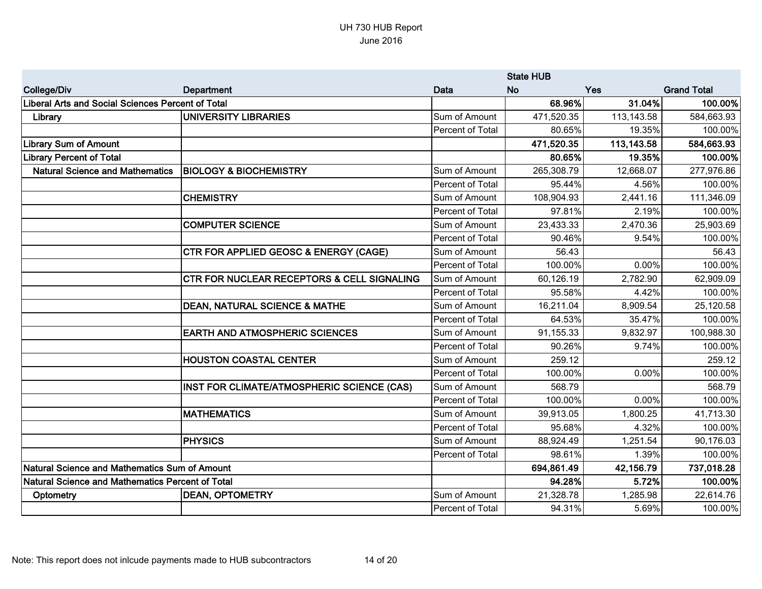UH 730 HUB Report
June 2016

| College/Div | Department | Data | State HUB No | Yes | Grand Total |
|---|---|---|---|---|---|
| **Liberal Arts and Social Sciences Percent of Total** | | | **68.96%** | **31.04%** | **100.00%** |
| **Library** | **UNIVERSITY LIBRARIES** | Sum of Amount | 471,520.35 | 113,143.58 | 584,663.93 |
| | | Percent of Total | 80.65% | 19.35% | 100.00% |
| **Library Sum of Amount** | | | **471,520.35** | **113,143.58** | **584,663.93** |
| **Library Percent of Total** | | | **80.65%** | **19.35%** | **100.00%** |
| **Natural Science and Mathematics** | **BIOLOGY & BIOCHEMISTRY** | Sum of Amount | 265,308.79 | 12,668.07 | 277,976.86 |
| | | Percent of Total | 95.44% | 4.56% | 100.00% |
| | **CHEMISTRY** | Sum of Amount | 108,904.93 | 2,441.16 | 111,346.09 |
| | | Percent of Total | 97.81% | 2.19% | 100.00% |
| | **COMPUTER SCIENCE** | Sum of Amount | 23,433.33 | 2,470.36 | 25,903.69 |
| | | Percent of Total | 90.46% | 9.54% | 100.00% |
| | **CTR FOR APPLIED GEOSC & ENERGY (CAGE)** | Sum of Amount | 56.43 | | 56.43 |
| | | Percent of Total | 100.00% | 0.00% | 100.00% |
| | **CTR FOR NUCLEAR RECEPTORS & CELL SIGNALING** | Sum of Amount | 60,126.19 | 2,782.90 | 62,909.09 |
| | | Percent of Total | 95.58% | 4.42% | 100.00% |
| | **DEAN, NATURAL SCIENCE & MATHE** | Sum of Amount | 16,211.04 | 8,909.54 | 25,120.58 |
| | | Percent of Total | 64.53% | 35.47% | 100.00% |
| | **EARTH AND ATMOSPHERIC SCIENCES** | Sum of Amount | 91,155.33 | 9,832.97 | 100,988.30 |
| | | Percent of Total | 90.26% | 9.74% | 100.00% |
| | **HOUSTON COASTAL CENTER** | Sum of Amount | 259.12 | | 259.12 |
| | | Percent of Total | 100.00% | 0.00% | 100.00% |
| | **INST FOR CLIMATE/ATMOSPHERIC SCIENCE (CAS)** | Sum of Amount | 568.79 | | 568.79 |
| | | Percent of Total | 100.00% | 0.00% | 100.00% |
| | **MATHEMATICS** | Sum of Amount | 39,913.05 | 1,800.25 | 41,713.30 |
| | | Percent of Total | 95.68% | 4.32% | 100.00% |
| | **PHYSICS** | Sum of Amount | 88,924.49 | 1,251.54 | 90,176.03 |
| | | Percent of Total | 98.61% | 1.39% | 100.00% |
| **Natural Science and Mathematics Sum of Amount** | | | **694,861.49** | **42,156.79** | **737,018.28** |
| **Natural Science and Mathematics Percent of Total** | | | **94.28%** | **5.72%** | **100.00%** |
| **Optometry** | **DEAN, OPTOMETRY** | Sum of Amount | 21,328.78 | 1,285.98 | 22,614.76 |
| | | Percent of Total | 94.31% | 5.69% | 100.00% |

Note: This report does not inlcude payments made to HUB subcontractors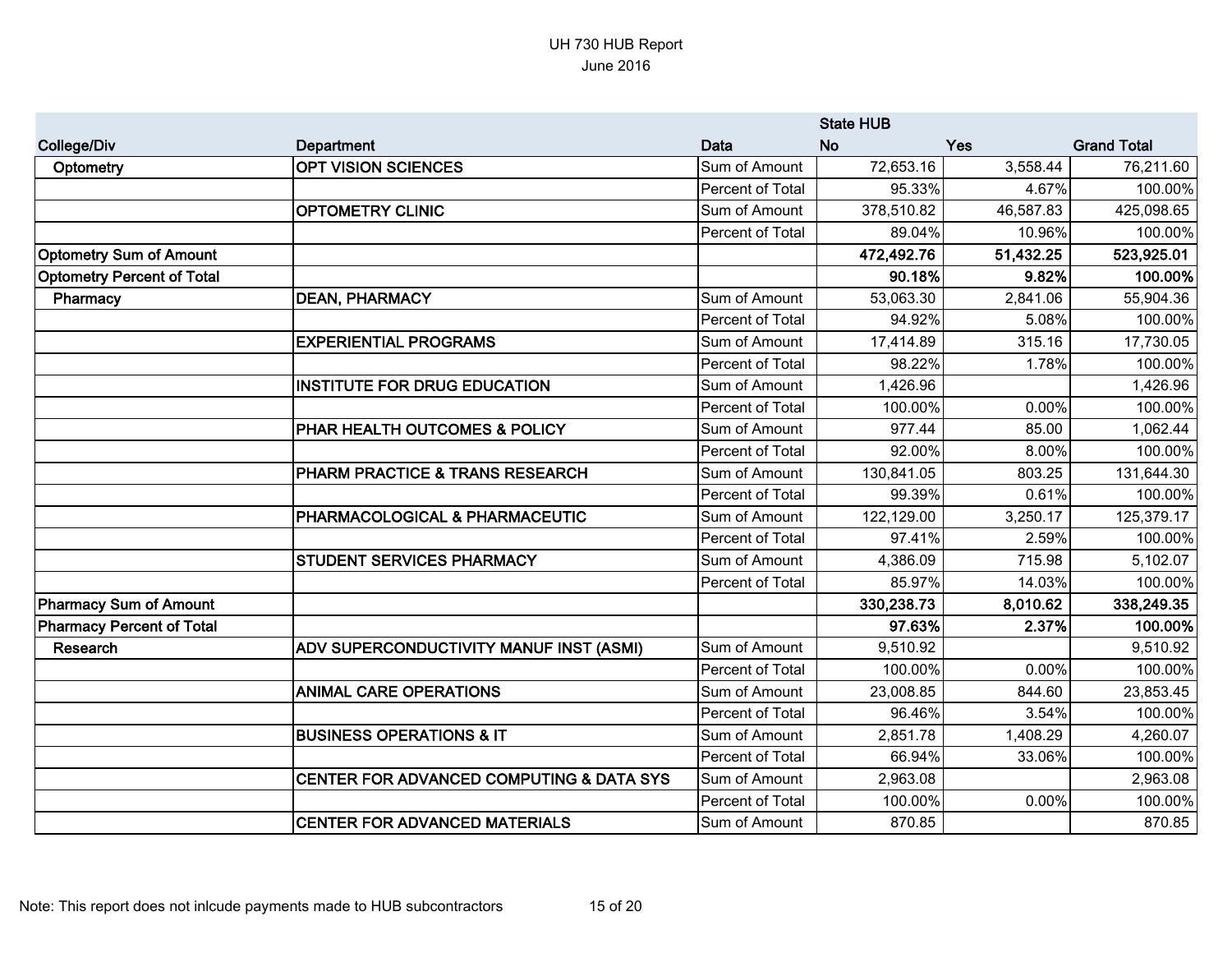UH 730 HUB Report
June 2016

| College/Div | Department | Data | State HUB No | Yes | Grand Total |
|---|---|---|---|---|---|
| Optometry | OPT VISION SCIENCES | Sum of Amount | 72,653.16 | 3,558.44 | 76,211.60 |
| | | Percent of Total | 95.33% | 4.67% | 100.00% |
| | OPTOMETRY CLINIC | Sum of Amount | 378,510.82 | 46,587.83 | 425,098.65 |
| | | Percent of Total | 89.04% | 10.96% | 100.00% |
| **Optometry Sum of Amount** | | | **472,492.76** | **51,432.25** | **523,925.01** |
| **Optometry Percent of Total** | | | **90.18%** | **9.82%** | **100.00%** |
| Pharmacy | DEAN, PHARMACY | Sum of Amount | 53,063.30 | 2,841.06 | 55,904.36 |
| | | Percent of Total | 94.92% | 5.08% | 100.00% |
| | EXPERIENTIAL PROGRAMS | Sum of Amount | 17,414.89 | 315.16 | 17,730.05 |
| | | Percent of Total | 98.22% | 1.78% | 100.00% |
| | INSTITUTE FOR DRUG EDUCATION | Sum of Amount | 1,426.96 | | 1,426.96 |
| | | Percent of Total | 100.00% | 0.00% | 100.00% |
| | PHAR HEALTH OUTCOMES & POLICY | Sum of Amount | 977.44 | 85.00 | 1,062.44 |
| | | Percent of Total | 92.00% | 8.00% | 100.00% |
| | PHARM PRACTICE & TRANS RESEARCH | Sum of Amount | 130,841.05 | 803.25 | 131,644.30 |
| | | Percent of Total | 99.39% | 0.61% | 100.00% |
| | PHARMACOLOGICAL & PHARMACEUTIC | Sum of Amount | 122,129.00 | 3,250.17 | 125,379.17 |
| | | Percent of Total | 97.41% | 2.59% | 100.00% |
| | STUDENT SERVICES PHARMACY | Sum of Amount | 4,386.09 | 715.98 | 5,102.07 |
| | | Percent of Total | 85.97% | 14.03% | 100.00% |
| **Pharmacy Sum of Amount** | | | **330,238.73** | **8,010.62** | **338,249.35** |
| **Pharmacy Percent of Total** | | | **97.63%** | **2.37%** | **100.00%** |
| Research | ADV SUPERCONDUCTIVITY MANUF INST (ASMI) | Sum of Amount | 9,510.92 | | 9,510.92 |
| | | Percent of Total | 100.00% | 0.00% | 100.00% |
| | ANIMAL CARE OPERATIONS | Sum of Amount | 23,008.85 | 844.60 | 23,853.45 |
| | | Percent of Total | 96.46% | 3.54% | 100.00% |
| | BUSINESS OPERATIONS & IT | Sum of Amount | 2,851.78 | 1,408.29 | 4,260.07 |
| | | Percent of Total | 66.94% | 33.06% | 100.00% |
| | CENTER FOR ADVANCED COMPUTING & DATA SYS | Sum of Amount | 2,963.08 | | 2,963.08 |
| | | Percent of Total | 100.00% | 0.00% | 100.00% |
| | CENTER FOR ADVANCED MATERIALS | Sum of Amount | 870.85 | | 870.85 |

Note: This report does not inlcude payments made to HUB subcontractors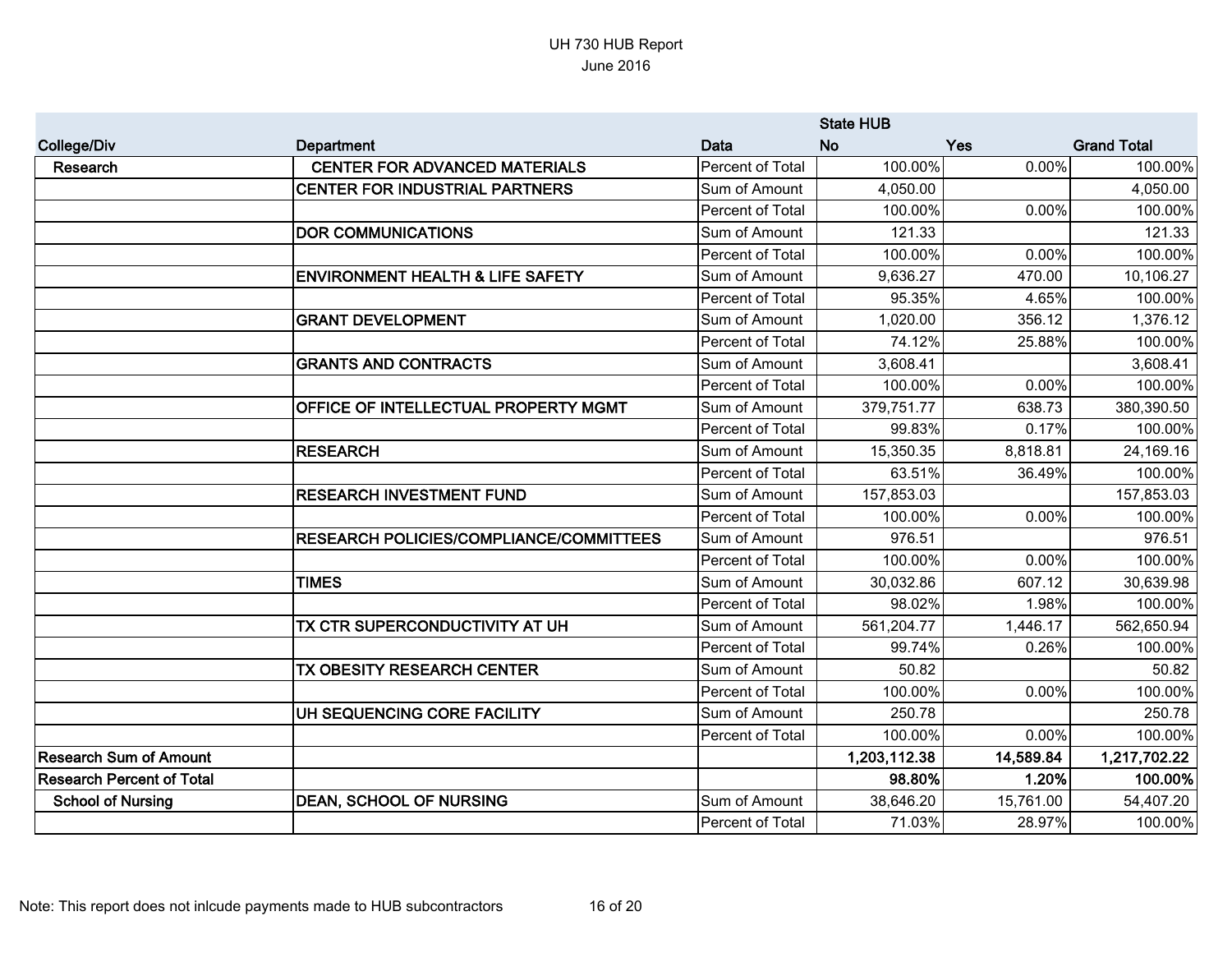# UH 730 HUB Report
## June 2016

| | | | State HUB | | |
|---|---|---|---|---|---|
| **College/Div** | **Department** | **Data** | **No** | **Yes** | **Grand Total** |
| **Research** | **CENTER FOR ADVANCED MATERIALS** | Percent of Total | 100.00% | 0.00% | 100.00% |
| | **CENTER FOR INDUSTRIAL PARTNERS** | Sum of Amount | 4,050.00 | | 4,050.00 |
| | | Percent of Total | 100.00% | 0.00% | 100.00% |
| | **DOR COMMUNICATIONS** | Sum of Amount | 121.33 | | 121.33 |
| | | Percent of Total | 100.00% | 0.00% | 100.00% |
| | **ENVIRONMENT HEALTH & LIFE SAFETY** | Sum of Amount | 9,636.27 | 470.00 | 10,106.27 |
| | | Percent of Total | 95.35% | 4.65% | 100.00% |
| | **GRANT DEVELOPMENT** | Sum of Amount | 1,020.00 | 356.12 | 1,376.12 |
| | | Percent of Total | 74.12% | 25.88% | 100.00% |
| | **GRANTS AND CONTRACTS** | Sum of Amount | 3,608.41 | | 3,608.41 |
| | | Percent of Total | 100.00% | 0.00% | 100.00% |
| | **OFFICE OF INTELLECTUAL PROPERTY MGMT** | Sum of Amount | 379,751.77 | 638.73 | 380,390.50 |
| | | Percent of Total | 99.83% | 0.17% | 100.00% |
| | **RESEARCH** | Sum of Amount | 15,350.35 | 8,818.81 | 24,169.16 |
| | | Percent of Total | 63.51% | 36.49% | 100.00% |
| | **RESEARCH INVESTMENT FUND** | Sum of Amount | 157,853.03 | | 157,853.03 |
| | | Percent of Total | 100.00% | 0.00% | 100.00% |
| | **RESEARCH POLICIES/COMPLIANCE/COMMITTEES** | Sum of Amount | 976.51 | | 976.51 |
| | | Percent of Total | 100.00% | 0.00% | 100.00% |
| | **TIMES** | Sum of Amount | 30,032.86 | 607.12 | 30,639.98 |
| | | Percent of Total | 98.02% | 1.98% | 100.00% |
| | **TX CTR SUPERCONDUCTIVITY AT UH** | Sum of Amount | 561,204.77 | 1,446.17 | 562,650.94 |
| | | Percent of Total | 99.74% | 0.26% | 100.00% |
| | **TX OBESITY RESEARCH CENTER** | Sum of Amount | 50.82 | | 50.82 |
| | | Percent of Total | 100.00% | 0.00% | 100.00% |
| | **UH SEQUENCING CORE FACILITY** | Sum of Amount | 250.78 | | 250.78 |
| | | Percent of Total | 100.00% | 0.00% | 100.00% |
| **Research Sum of Amount** | | | **1,203,112.38** | **14,589.84** | **1,217,702.22** |
| **Research Percent of Total** | | | **98.80%** | **1.20%** | **100.00%** |
| **School of Nursing** | **DEAN, SCHOOL OF NURSING** | Sum of Amount | 38,646.20 | 15,761.00 | 54,407.20 |
| | | Percent of Total | 71.03% | 28.97% | 100.00% |

Note: This report does not inlcude payments made to HUB subcontractors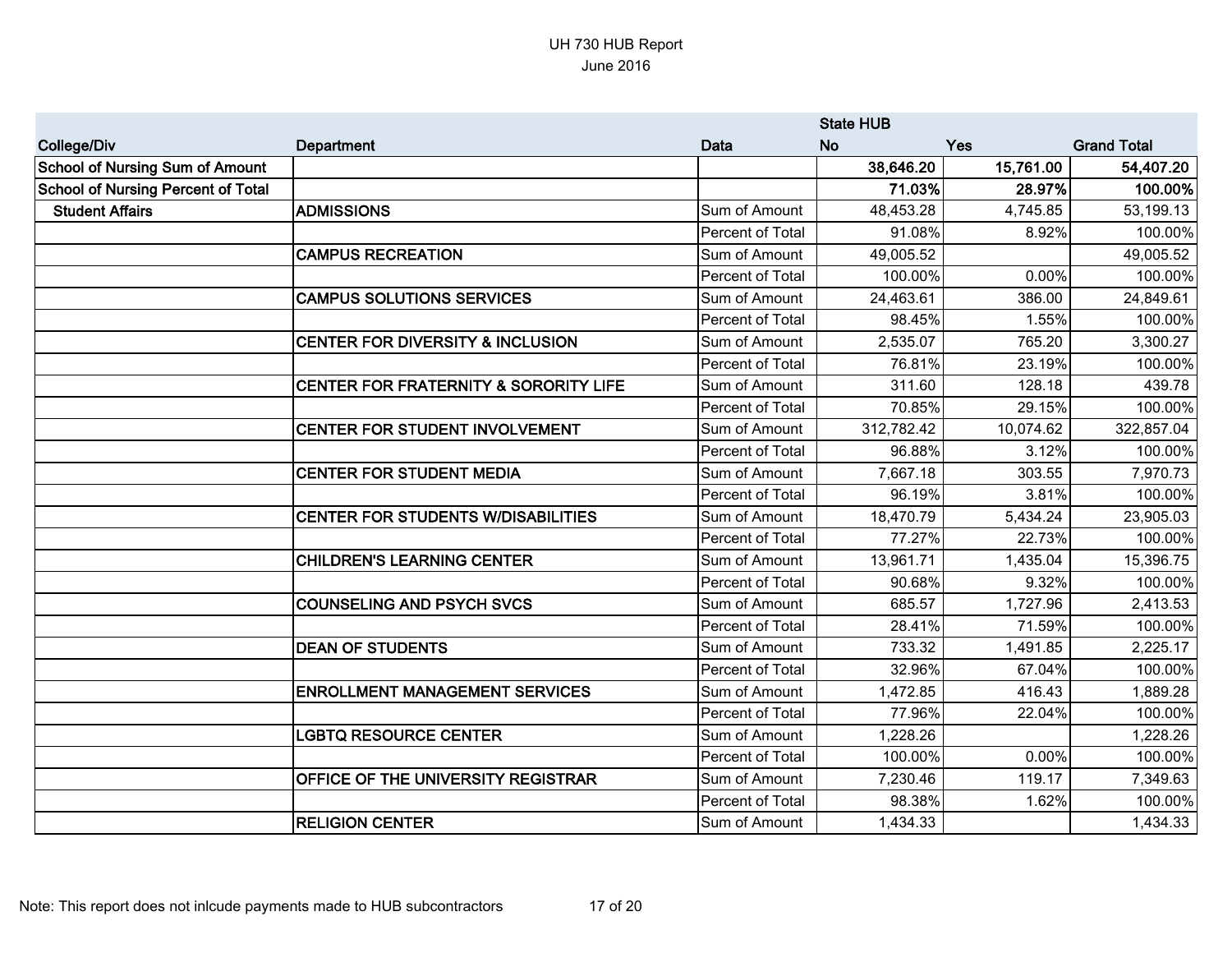UH 730 HUB Report
June 2016

| | | | State HUB | | |
|---|---|---|---|---|---|
| **College/Div** | **Department** | **Data** | **No** | **Yes** | **Grand Total** |
| **School of Nursing Sum of Amount** | | | **38,646.20** | **15,761.00** | **54,407.20** |
| **School of Nursing Percent of Total** | | | **71.03%** | **28.97%** | **100.00%** |
| **Student Affairs** | **ADMISSIONS** | Sum of Amount | 48,453.28 | 4,745.85 | 53,199.13 |
| | | Percent of Total | 91.08% | 8.92% | 100.00% |
| | **CAMPUS RECREATION** | Sum of Amount | 49,005.52 | | 49,005.52 |
| | | Percent of Total | 100.00% | 0.00% | 100.00% |
| | **CAMPUS SOLUTIONS SERVICES** | Sum of Amount | 24,463.61 | 386.00 | 24,849.61 |
| | | Percent of Total | 98.45% | 1.55% | 100.00% |
| | **CENTER FOR DIVERSITY & INCLUSION** | Sum of Amount | 2,535.07 | 765.20 | 3,300.27 |
| | | Percent of Total | 76.81% | 23.19% | 100.00% |
| | **CENTER FOR FRATERNITY & SORORITY LIFE** | Sum of Amount | 311.60 | 128.18 | 439.78 |
| | | Percent of Total | 70.85% | 29.15% | 100.00% |
| | **CENTER FOR STUDENT INVOLVEMENT** | Sum of Amount | 312,782.42 | 10,074.62 | 322,857.04 |
| | | Percent of Total | 96.88% | 3.12% | 100.00% |
| | **CENTER FOR STUDENT MEDIA** | Sum of Amount | 7,667.18 | 303.55 | 7,970.73 |
| | | Percent of Total | 96.19% | 3.81% | 100.00% |
| | **CENTER FOR STUDENTS W/DISABILITIES** | Sum of Amount | 18,470.79 | 5,434.24 | 23,905.03 |
| | | Percent of Total | 77.27% | 22.73% | 100.00% |
| | **CHILDREN'S LEARNING CENTER** | Sum of Amount | 13,961.71 | 1,435.04 | 15,396.75 |
| | | Percent of Total | 90.68% | 9.32% | 100.00% |
| | **COUNSELING AND PSYCH SVCS** | Sum of Amount | 685.57 | 1,727.96 | 2,413.53 |
| | | Percent of Total | 28.41% | 71.59% | 100.00% |
| | **DEAN OF STUDENTS** | Sum of Amount | 733.32 | 1,491.85 | 2,225.17 |
| | | Percent of Total | 32.96% | 67.04% | 100.00% |
| | **ENROLLMENT MANAGEMENT SERVICES** | Sum of Amount | 1,472.85 | 416.43 | 1,889.28 |
| | | Percent of Total | 77.96% | 22.04% | 100.00% |
| | **LGBTQ RESOURCE CENTER** | Sum of Amount | 1,228.26 | | 1,228.26 |
| | | Percent of Total | 100.00% | 0.00% | 100.00% |
| | **OFFICE OF THE UNIVERSITY REGISTRAR** | Sum of Amount | 7,230.46 | 119.17 | 7,349.63 |
| | | Percent of Total | 98.38% | 1.62% | 100.00% |
| | **RELIGION CENTER** | Sum of Amount | 1,434.33 | | 1,434.33 |

Note: This report does not inlcude payments made to HUB subcontractors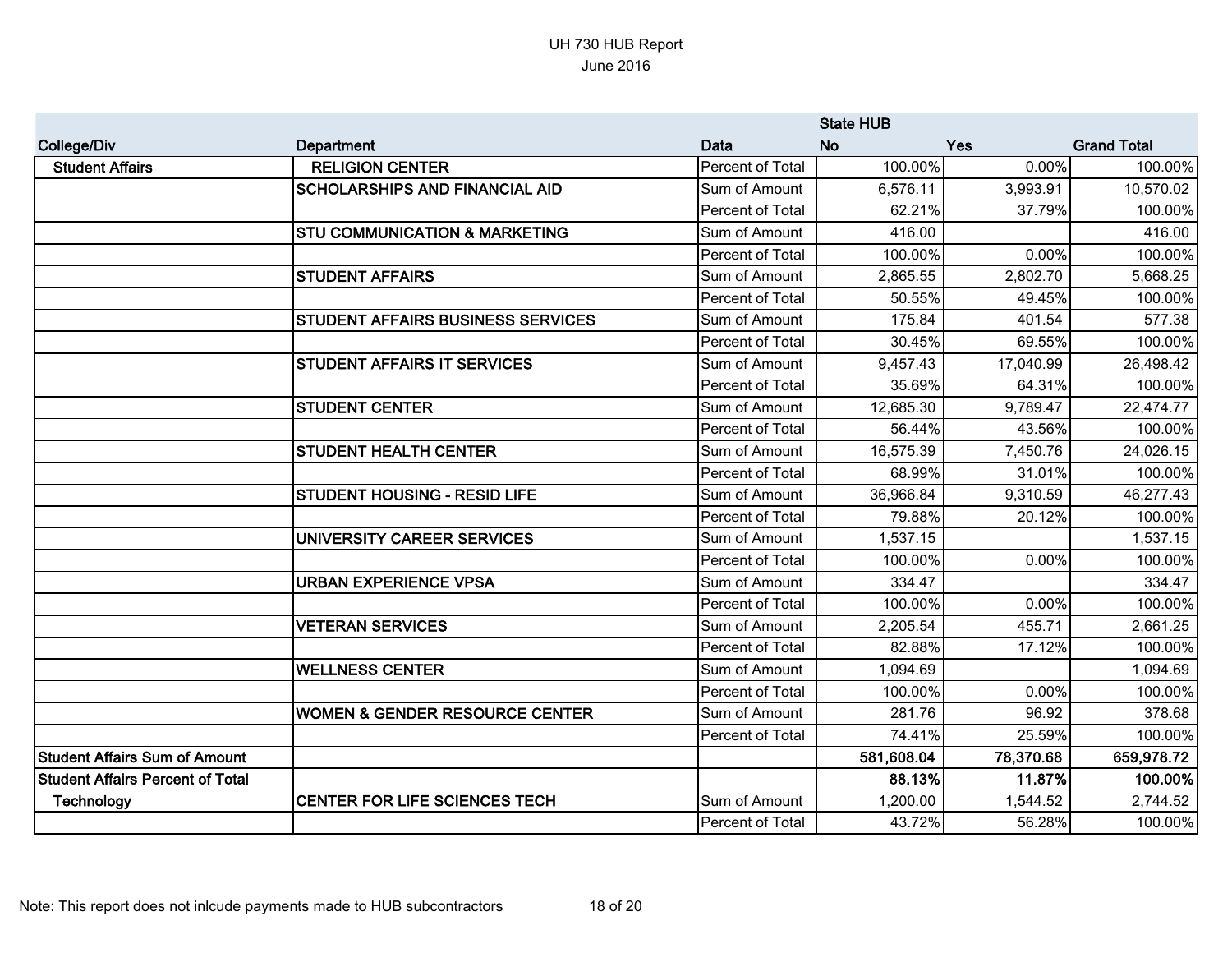# UH 730 HUB Report
## June 2016

| College/Div | Department | Data | State HUB No | Yes | Grand Total |
|---|---|---|---|---|---|
| Student Affairs | RELIGION CENTER | Percent of Total | 100.00% | 0.00% | 100.00% |
| | SCHOLARSHIPS AND FINANCIAL AID | Sum of Amount | 6,576.11 | 3,993.91 | 10,570.02 |
| | | Percent of Total | 62.21% | 37.79% | 100.00% |
| | STU COMMUNICATION & MARKETING | Sum of Amount | 416.00 | | 416.00 |
| | | Percent of Total | 100.00% | 0.00% | 100.00% |
| | STUDENT AFFAIRS | Sum of Amount | 2,865.55 | 2,802.70 | 5,668.25 |
| | | Percent of Total | 50.55% | 49.45% | 100.00% |
| | STUDENT AFFAIRS BUSINESS SERVICES | Sum of Amount | 175.84 | 401.54 | 577.38 |
| | | Percent of Total | 30.45% | 69.55% | 100.00% |
| | STUDENT AFFAIRS IT SERVICES | Sum of Amount | 9,457.43 | 17,040.99 | 26,498.42 |
| | | Percent of Total | 35.69% | 64.31% | 100.00% |
| | STUDENT CENTER | Sum of Amount | 12,685.30 | 9,789.47 | 22,474.77 |
| | | Percent of Total | 56.44% | 43.56% | 100.00% |
| | STUDENT HEALTH CENTER | Sum of Amount | 16,575.39 | 7,450.76 | 24,026.15 |
| | | Percent of Total | 68.99% | 31.01% | 100.00% |
| | STUDENT HOUSING - RESID LIFE | Sum of Amount | 36,966.84 | 9,310.59 | 46,277.43 |
| | | Percent of Total | 79.88% | 20.12% | 100.00% |
| | UNIVERSITY CAREER SERVICES | Sum of Amount | 1,537.15 | | 1,537.15 |
| | | Percent of Total | 100.00% | 0.00% | 100.00% |
| | URBAN EXPERIENCE VPSA | Sum of Amount | 334.47 | | 334.47 |
| | | Percent of Total | 100.00% | 0.00% | 100.00% |
| | VETERAN SERVICES | Sum of Amount | 2,205.54 | 455.71 | 2,661.25 |
| | | Percent of Total | 82.88% | 17.12% | 100.00% |
| | WELLNESS CENTER | Sum of Amount | 1,094.69 | | 1,094.69 |
| | | Percent of Total | 100.00% | 0.00% | 100.00% |
| | WOMEN & GENDER RESOURCE CENTER | Sum of Amount | 281.76 | 96.92 | 378.68 |
| | | Percent of Total | 74.41% | 25.59% | 100.00% |
| **Student Affairs Sum of Amount** | | | **581,608.04** | **78,370.68** | **659,978.72** |
| **Student Affairs Percent of Total** | | | **88.13%** | **11.87%** | **100.00%** |
| Technology | CENTER FOR LIFE SCIENCES TECH | Sum of Amount | 1,200.00 | 1,544.52 | 2,744.52 |
| | | Percent of Total | 43.72% | 56.28% | 100.00% |

Note: This report does not inlcude payments made to HUB subcontractors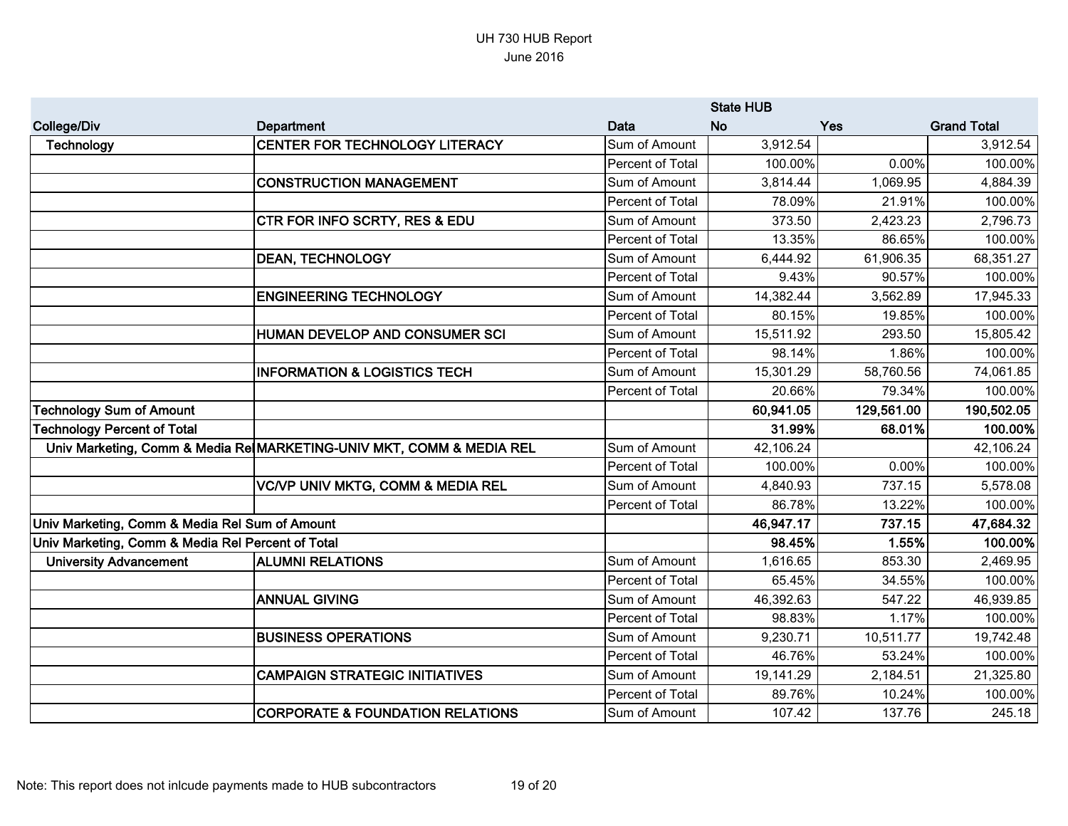UH 730 HUB Report
June 2016

| | | | State HUB | | |
|---|---|---|---|---|---|
| College/Div | Department | Data | No | Yes | Grand Total |
| Technology | CENTER FOR TECHNOLOGY LITERACY | Sum of Amount | 3,912.54 | | 3,912.54 |
| | | Percent of Total | 100.00% | 0.00% | 100.00% |
| | CONSTRUCTION MANAGEMENT | Sum of Amount | 3,814.44 | 1,069.95 | 4,884.39 |
| | | Percent of Total | 78.09% | 21.91% | 100.00% |
| | CTR FOR INFO SCRTY, RES & EDU | Sum of Amount | 373.50 | 2,423.23 | 2,796.73 |
| | | Percent of Total | 13.35% | 86.65% | 100.00% |
| | DEAN, TECHNOLOGY | Sum of Amount | 6,444.92 | 61,906.35 | 68,351.27 |
| | | Percent of Total | 9.43% | 90.57% | 100.00% |
| | ENGINEERING TECHNOLOGY | Sum of Amount | 14,382.44 | 3,562.89 | 17,945.33 |
| | | Percent of Total | 80.15% | 19.85% | 100.00% |
| | HUMAN DEVELOP AND CONSUMER SCI | Sum of Amount | 15,511.92 | 293.50 | 15,805.42 |
| | | Percent of Total | 98.14% | 1.86% | 100.00% |
| | INFORMATION & LOGISTICS TECH | Sum of Amount | 15,301.29 | 58,760.56 | 74,061.85 |
| | | Percent of Total | 20.66% | 79.34% | 100.00% |
| **Technology Sum of Amount** | | | **60,941.05** | **129,561.00** | **190,502.05** |
| **Technology Percent of Total** | | | **31.99%** | **68.01%** | **100.00%** |
| Univ Marketing, Comm & Media Rel | MARKETING-UNIV MKT, COMM & MEDIA REL | Sum of Amount | 42,106.24 | | 42,106.24 |
| | | Percent of Total | 100.00% | 0.00% | 100.00% |
| | VC/VP UNIV MKTG, COMM & MEDIA REL | Sum of Amount | 4,840.93 | 737.15 | 5,578.08 |
| | | Percent of Total | 86.78% | 13.22% | 100.00% |
| **Univ Marketing, Comm & Media Rel Sum of Amount** | | | **46,947.17** | **737.15** | **47,684.32** |
| **Univ Marketing, Comm & Media Rel Percent of Total** | | | **98.45%** | **1.55%** | **100.00%** |
| University Advancement | ALUMNI RELATIONS | Sum of Amount | 1,616.65 | 853.30 | 2,469.95 |
| | | Percent of Total | 65.45% | 34.55% | 100.00% |
| | ANNUAL GIVING | Sum of Amount | 46,392.63 | 547.22 | 46,939.85 |
| | | Percent of Total | 98.83% | 1.17% | 100.00% |
| | BUSINESS OPERATIONS | Sum of Amount | 9,230.71 | 10,511.77 | 19,742.48 |
| | | Percent of Total | 46.76% | 53.24% | 100.00% |
| | CAMPAIGN STRATEGIC INITIATIVES | Sum of Amount | 19,141.29 | 2,184.51 | 21,325.80 |
| | | Percent of Total | 89.76% | 10.24% | 100.00% |
| | CORPORATE & FOUNDATION RELATIONS | Sum of Amount | 107.42 | 137.76 | 245.18 |

Note: This report does not inlcude payments made to HUB subcontractors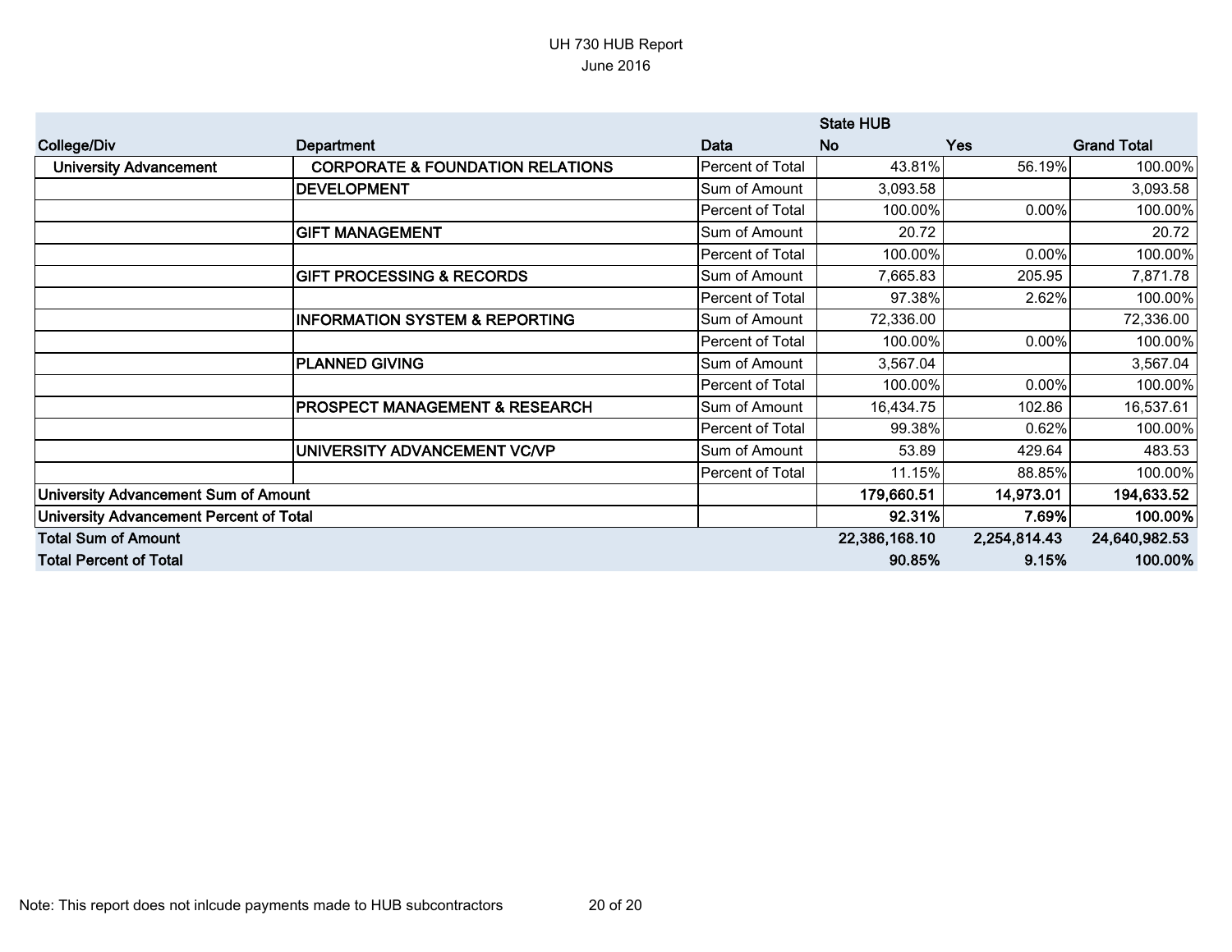UH 730 HUB Report
June 2016

| | | | State HUB | | |
|---|---|---|---|---|---|
| **College/Div** | **Department** | **Data** | **No** | **Yes** | **Grand Total** |
| **University Advancement** | **CORPORATE & FOUNDATION RELATIONS** | Percent of Total | 43.81% | 56.19% | 100.00% |
| | **DEVELOPMENT** | Sum of Amount | 3,093.58 | | 3,093.58 |
| | | Percent of Total | 100.00% | 0.00% | 100.00% |
| | **GIFT MANAGEMENT** | Sum of Amount | 20.72 | | 20.72 |
| | | Percent of Total | 100.00% | 0.00% | 100.00% |
| | **GIFT PROCESSING & RECORDS** | Sum of Amount | 7,665.83 | 205.95 | 7,871.78 |
| | | Percent of Total | 97.38% | 2.62% | 100.00% |
| | **INFORMATION SYSTEM & REPORTING** | Sum of Amount | 72,336.00 | | 72,336.00 |
| | | Percent of Total | 100.00% | 0.00% | 100.00% |
| | **PLANNED GIVING** | Sum of Amount | 3,567.04 | | 3,567.04 |
| | | Percent of Total | 100.00% | 0.00% | 100.00% |
| | **PROSPECT MANAGEMENT & RESEARCH** | Sum of Amount | 16,434.75 | 102.86 | 16,537.61 |
| | | Percent of Total | 99.38% | 0.62% | 100.00% |
| | **UNIVERSITY ADVANCEMENT VC/VP** | Sum of Amount | 53.89 | 429.64 | 483.53 |
| | | Percent of Total | 11.15% | 88.85% | 100.00% |
| **University Advancement Sum of Amount** | | | **179,660.51** | **14,973.01** | **194,633.52** |
| **University Advancement Percent of Total** | | | **92.31%** | **7.69%** | **100.00%** |
| **Total Sum of Amount** | | | **22,386,168.10** | **2,254,814.43** | **24,640,982.53** |
| **Total Percent of Total** | | | **90.85%** | **9.15%** | **100.00%** |

Note: This report does not inlcude payments made to HUB subcontractors